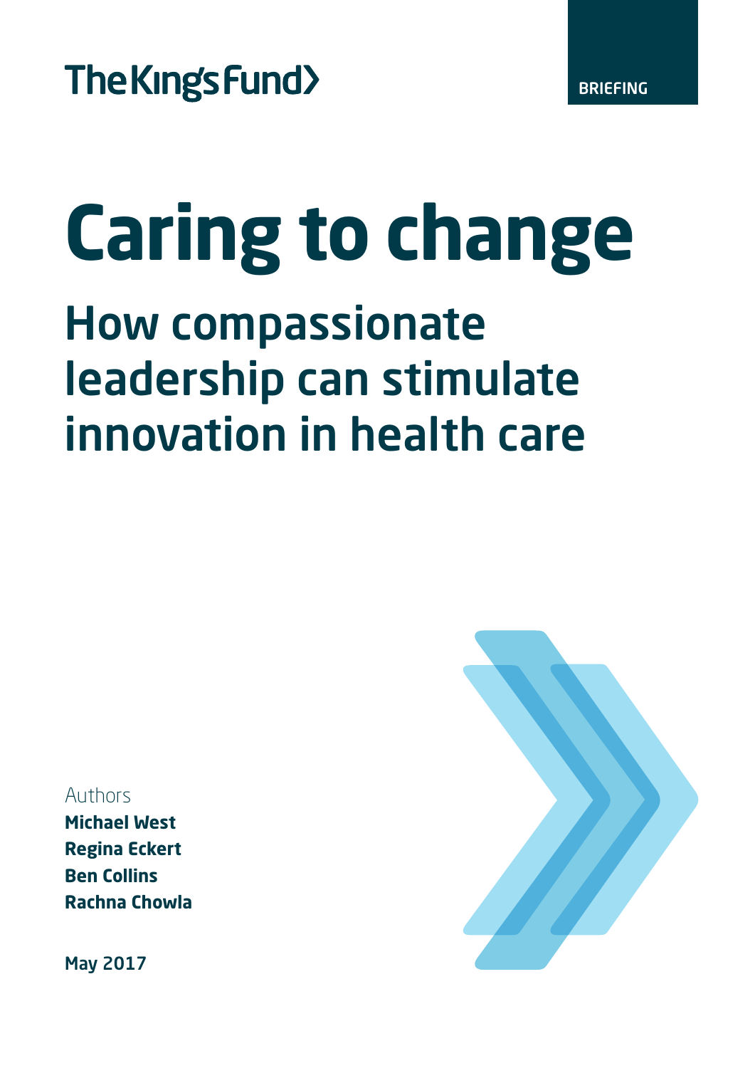The King's Fund

BRIEFING

# Caring to change

## How compassionate leadership can stimulate innovation in health care

Authors

**Michael West**
**Regina Eckert**
**Ben Collins**
**Rachna Chowla**

**May 2017**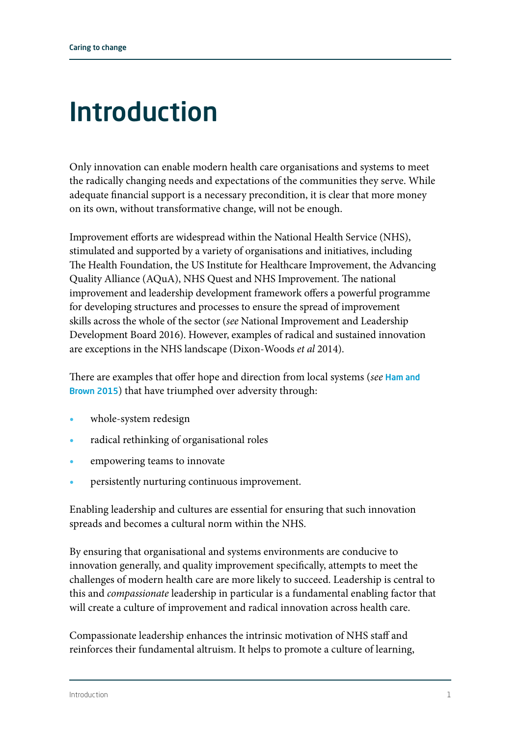# Introduction

Only innovation can enable modern health care organisations and systems to meet the radically changing needs and expectations of the communities they serve. While adequate financial support is a necessary precondition, it is clear that more money on its own, without transformative change, will not be enough.

Improvement efforts are widespread within the National Health Service (NHS), stimulated and supported by a variety of organisations and initiatives, including The Health Foundation, the US Institute for Healthcare Improvement, the Advancing Quality Alliance (AQuA), NHS Quest and NHS Improvement. The national improvement and leadership development framework offers a powerful programme for developing structures and processes to ensure the spread of improvement skills across the whole of the sector (*see* National Improvement and Leadership Development Board 2016). However, examples of radical and sustained innovation are exceptions in the NHS landscape (Dixon-Woods *et al* 2014).

There are examples that offer hope and direction from local systems (*see* Ham and Brown 2015) that have triumphed over adversity through:

- whole-system redesign
- radical rethinking of organisational roles
- empowering teams to innovate
- persistently nurturing continuous improvement.

Enabling leadership and cultures are essential for ensuring that such innovation spreads and becomes a cultural norm within the NHS.

By ensuring that organisational and systems environments are conducive to innovation generally, and quality improvement specifically, attempts to meet the challenges of modern health care are more likely to succeed. Leadership is central to this and *compassionate* leadership in particular is a fundamental enabling factor that will create a culture of improvement and radical innovation across health care.

Compassionate leadership enhances the intrinsic motivation of NHS staff and reinforces their fundamental altruism. It helps to promote a culture of learning,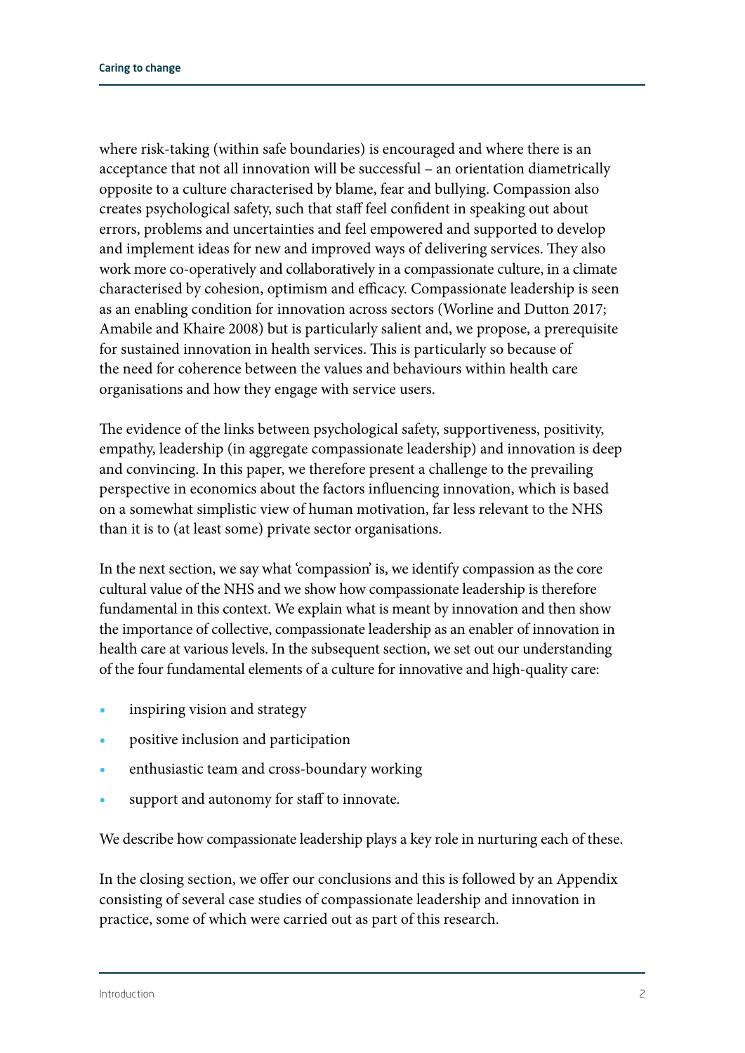where risk-taking (within safe boundaries) is encouraged and where there is an acceptance that not all innovation will be successful – an orientation diametrically opposite to a culture characterised by blame, fear and bullying. Compassion also creates psychological safety, such that staff feel confident in speaking out about errors, problems and uncertainties and feel empowered and supported to develop and implement ideas for new and improved ways of delivering services. They also work more co-operatively and collaboratively in a compassionate culture, in a climate characterised by cohesion, optimism and efficacy. Compassionate leadership is seen as an enabling condition for innovation across sectors (Worline and Dutton 2017; Amabile and Khaire 2008) but is particularly salient and, we propose, a prerequisite for sustained innovation in health services. This is particularly so because of the need for coherence between the values and behaviours within health care organisations and how they engage with service users.

The evidence of the links between psychological safety, supportiveness, positivity, empathy, leadership (in aggregate compassionate leadership) and innovation is deep and convincing. In this paper, we therefore present a challenge to the prevailing perspective in economics about the factors influencing innovation, which is based on a somewhat simplistic view of human motivation, far less relevant to the NHS than it is to (at least some) private sector organisations.

In the next section, we say what 'compassion' is, we identify compassion as the core cultural value of the NHS and we show how compassionate leadership is therefore fundamental in this context. We explain what is meant by innovation and then show the importance of collective, compassionate leadership as an enabler of innovation in health care at various levels. In the subsequent section, we set out our understanding of the four fundamental elements of a culture for innovative and high-quality care:

- inspiring vision and strategy
- positive inclusion and participation
- enthusiastic team and cross-boundary working
- support and autonomy for staff to innovate.

We describe how compassionate leadership plays a key role in nurturing each of these.

In the closing section, we offer our conclusions and this is followed by an Appendix consisting of several case studies of compassionate leadership and innovation in practice, some of which were carried out as part of this research.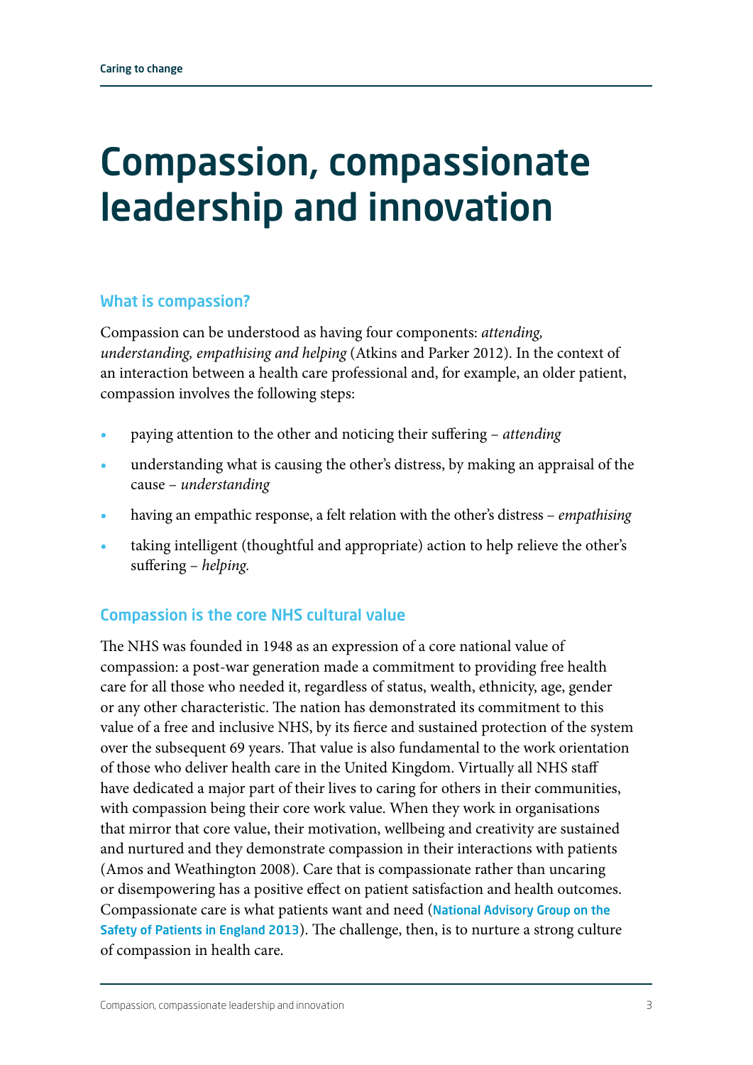# Compassion, compassionate leadership and innovation

## What is compassion?

Compassion can be understood as having four components: *attending, understanding, empathising and helping* (Atkins and Parker 2012). In the context of an interaction between a health care professional and, for example, an older patient, compassion involves the following steps:

- paying attention to the other and noticing their suffering – *attending*
- understanding what is causing the other's distress, by making an appraisal of the cause – *understanding*
- having an empathic response, a felt relation with the other's distress – *empathising*
- taking intelligent (thoughtful and appropriate) action to help relieve the other's suffering – *helping.*

## Compassion is the core NHS cultural value

The NHS was founded in 1948 as an expression of a core national value of compassion: a post-war generation made a commitment to providing free health care for all those who needed it, regardless of status, wealth, ethnicity, age, gender or any other characteristic. The nation has demonstrated its commitment to this value of a free and inclusive NHS, by its fierce and sustained protection of the system over the subsequent 69 years. That value is also fundamental to the work orientation of those who deliver health care in the United Kingdom. Virtually all NHS staff have dedicated a major part of their lives to caring for others in their communities, with compassion being their core work value. When they work in organisations that mirror that core value, their motivation, wellbeing and creativity are sustained and nurtured and they demonstrate compassion in their interactions with patients (Amos and Weathington 2008). Care that is compassionate rather than uncaring or disempowering has a positive effect on patient satisfaction and health outcomes. Compassionate care is what patients want and need (National Advisory Group on the Safety of Patients in England 2013). The challenge, then, is to nurture a strong culture of compassion in health care.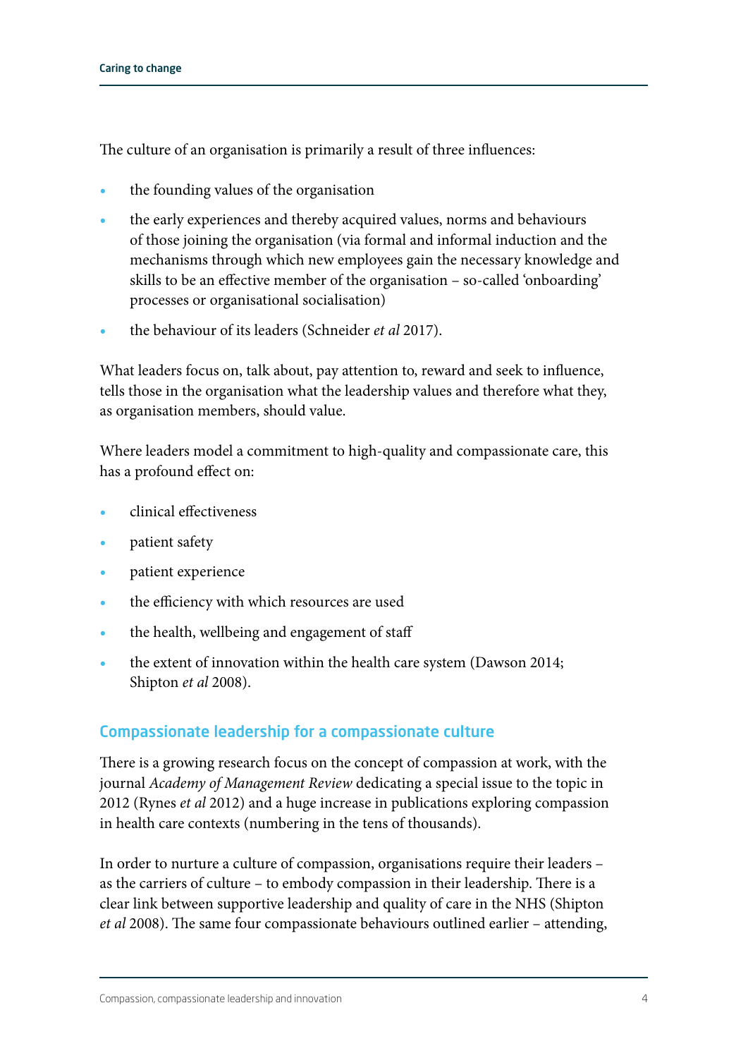The culture of an organisation is primarily a result of three influences:

- the founding values of the organisation
- the early experiences and thereby acquired values, norms and behaviours of those joining the organisation (via formal and informal induction and the mechanisms through which new employees gain the necessary knowledge and skills to be an effective member of the organisation – so-called 'onboarding' processes or organisational socialisation)
- the behaviour of its leaders (Schneider *et al* 2017).

What leaders focus on, talk about, pay attention to, reward and seek to influence, tells those in the organisation what the leadership values and therefore what they, as organisation members, should value.

Where leaders model a commitment to high-quality and compassionate care, this has a profound effect on:

- clinical effectiveness
- patient safety
- patient experience
- the efficiency with which resources are used
- the health, wellbeing and engagement of staff
- the extent of innovation within the health care system (Dawson 2014; Shipton *et al* 2008).

## Compassionate leadership for a compassionate culture

There is a growing research focus on the concept of compassion at work, with the journal *Academy of Management Review* dedicating a special issue to the topic in 2012 (Rynes *et al* 2012) and a huge increase in publications exploring compassion in health care contexts (numbering in the tens of thousands).

In order to nurture a culture of compassion, organisations require their leaders – as the carriers of culture – to embody compassion in their leadership. There is a clear link between supportive leadership and quality of care in the NHS (Shipton *et al* 2008). The same four compassionate behaviours outlined earlier – attending,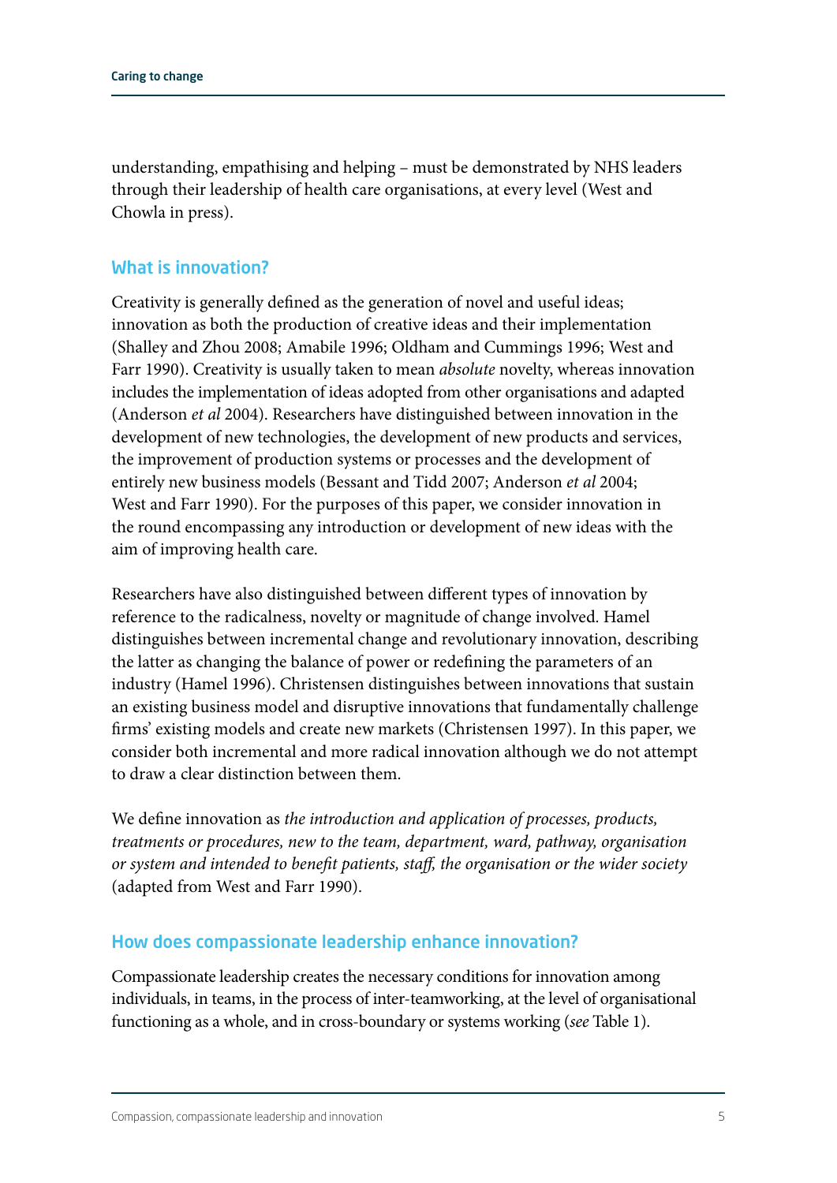understanding, empathising and helping – must be demonstrated by NHS leaders through their leadership of health care organisations, at every level (West and Chowla in press).

## What is innovation?

Creativity is generally defined as the generation of novel and useful ideas; innovation as both the production of creative ideas and their implementation (Shalley and Zhou 2008; Amabile 1996; Oldham and Cummings 1996; West and Farr 1990). Creativity is usually taken to mean *absolute* novelty, whereas innovation includes the implementation of ideas adopted from other organisations and adapted (Anderson *et al* 2004). Researchers have distinguished between innovation in the development of new technologies, the development of new products and services, the improvement of production systems or processes and the development of entirely new business models (Bessant and Tidd 2007; Anderson *et al* 2004; West and Farr 1990). For the purposes of this paper, we consider innovation in the round encompassing any introduction or development of new ideas with the aim of improving health care.

Researchers have also distinguished between different types of innovation by reference to the radicalness, novelty or magnitude of change involved. Hamel distinguishes between incremental change and revolutionary innovation, describing the latter as changing the balance of power or redefining the parameters of an industry (Hamel 1996). Christensen distinguishes between innovations that sustain an existing business model and disruptive innovations that fundamentally challenge firms' existing models and create new markets (Christensen 1997). In this paper, we consider both incremental and more radical innovation although we do not attempt to draw a clear distinction between them.

We define innovation as *the introduction and application of processes, products, treatments or procedures, new to the team, department, ward, pathway, organisation or system and intended to benefit patients, staff, the organisation or the wider society* (adapted from West and Farr 1990).

## How does compassionate leadership enhance innovation?

Compassionate leadership creates the necessary conditions for innovation among individuals, in teams, in the process of inter-teamworking, at the level of organisational functioning as a whole, and in cross-boundary or systems working (*see* Table 1).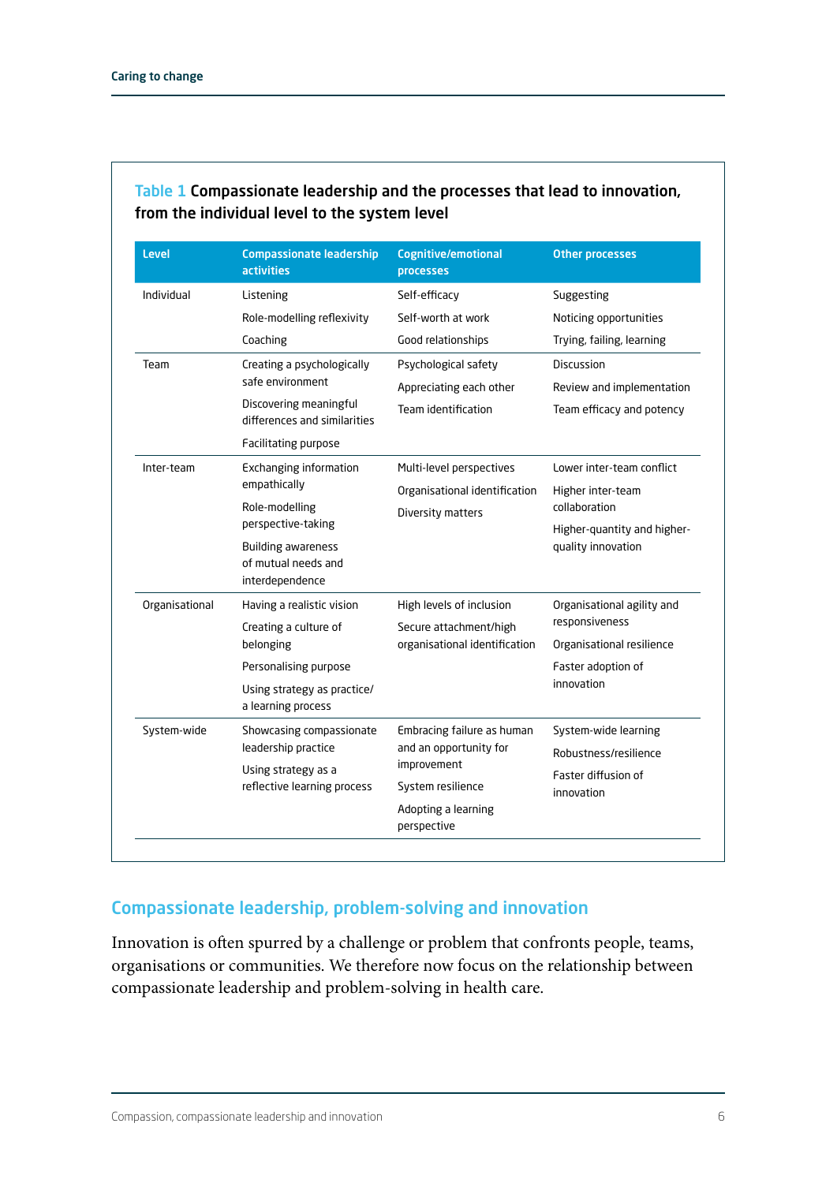**Table 1** **Compassionate leadership and the processes that lead to innovation, from the individual level to the system level**

| Level | Compassionate leadership activities | Cognitive/emotional processes | Other processes |
|---|---|---|---|
| Individual | Listening<br>Role-modelling reflexivity<br>Coaching | Self-efficacy<br>Self-worth at work<br>Good relationships | Suggesting<br>Noticing opportunities<br>Trying, failing, learning |
| Team | Creating a psychologically safe environment<br>Discovering meaningful differences and similarities<br>Facilitating purpose | Psychological safety<br>Appreciating each other<br>Team identification | Discussion<br>Review and implementation<br>Team efficacy and potency |
| Inter-team | Exchanging information empathically<br>Role-modelling perspective-taking<br>Building awareness of mutual needs and interdependence | Multi-level perspectives<br>Organisational identification<br>Diversity matters | Lower inter-team conflict<br>Higher inter-team collaboration<br>Higher-quantity and higher-quality innovation |
| Organisational | Having a realistic vision<br>Creating a culture of belonging<br>Personalising purpose<br>Using strategy as practice/ a learning process | High levels of inclusion<br>Secure attachment/high organisational identification | Organisational agility and responsiveness<br>Organisational resilience<br>Faster adoption of innovation |
| System-wide | Showcasing compassionate leadership practice<br>Using strategy as a reflective learning process | Embracing failure as human and an opportunity for improvement<br>System resilience<br>Adopting a learning perspective | System-wide learning<br>Robustness/resilience<br>Faster diffusion of innovation |

## Compassionate leadership, problem-solving and innovation

Innovation is often spurred by a challenge or problem that confronts people, teams, organisations or communities. We therefore now focus on the relationship between compassionate leadership and problem-solving in health care.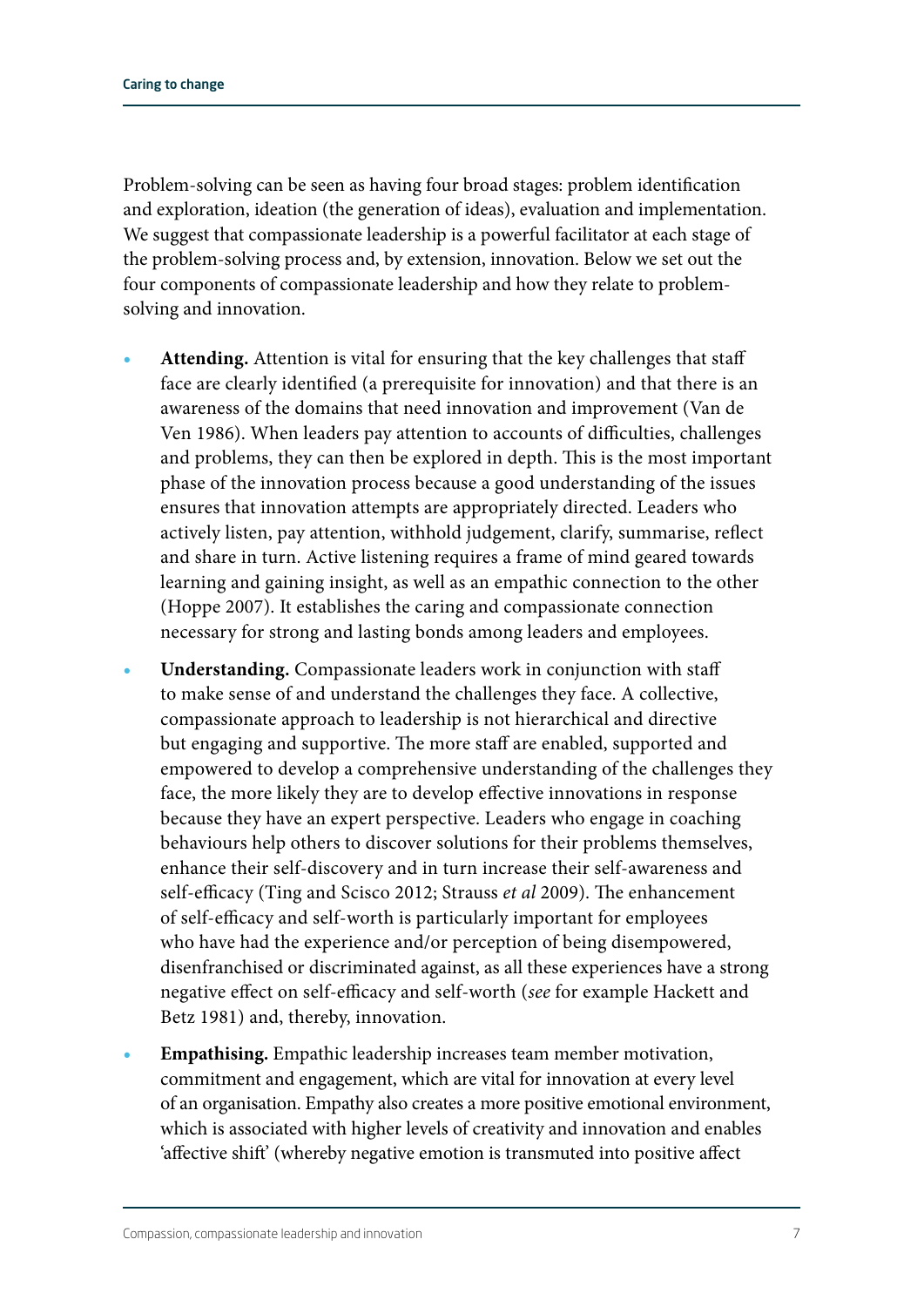Problem-solving can be seen as having four broad stages: problem identification and exploration, ideation (the generation of ideas), evaluation and implementation. We suggest that compassionate leadership is a powerful facilitator at each stage of the problem-solving process and, by extension, innovation. Below we set out the four components of compassionate leadership and how they relate to problem-solving and innovation.

- **Attending.** Attention is vital for ensuring that the key challenges that staff face are clearly identified (a prerequisite for innovation) and that there is an awareness of the domains that need innovation and improvement (Van de Ven 1986). When leaders pay attention to accounts of difficulties, challenges and problems, they can then be explored in depth. This is the most important phase of the innovation process because a good understanding of the issues ensures that innovation attempts are appropriately directed. Leaders who actively listen, pay attention, withhold judgement, clarify, summarise, reflect and share in turn. Active listening requires a frame of mind geared towards learning and gaining insight, as well as an empathic connection to the other (Hoppe 2007). It establishes the caring and compassionate connection necessary for strong and lasting bonds among leaders and employees.
- **Understanding.** Compassionate leaders work in conjunction with staff to make sense of and understand the challenges they face. A collective, compassionate approach to leadership is not hierarchical and directive but engaging and supportive. The more staff are enabled, supported and empowered to develop a comprehensive understanding of the challenges they face, the more likely they are to develop effective innovations in response because they have an expert perspective. Leaders who engage in coaching behaviours help others to discover solutions for their problems themselves, enhance their self-discovery and in turn increase their self-awareness and self-efficacy (Ting and Scisco 2012; Strauss *et al* 2009). The enhancement of self-efficacy and self-worth is particularly important for employees who have had the experience and/or perception of being disempowered, disenfranchised or discriminated against, as all these experiences have a strong negative effect on self-efficacy and self-worth (*see* for example Hackett and Betz 1981) and, thereby, innovation.
- **Empathising.** Empathic leadership increases team member motivation, commitment and engagement, which are vital for innovation at every level of an organisation. Empathy also creates a more positive emotional environment, which is associated with higher levels of creativity and innovation and enables 'affective shift' (whereby negative emotion is transmuted into positive affect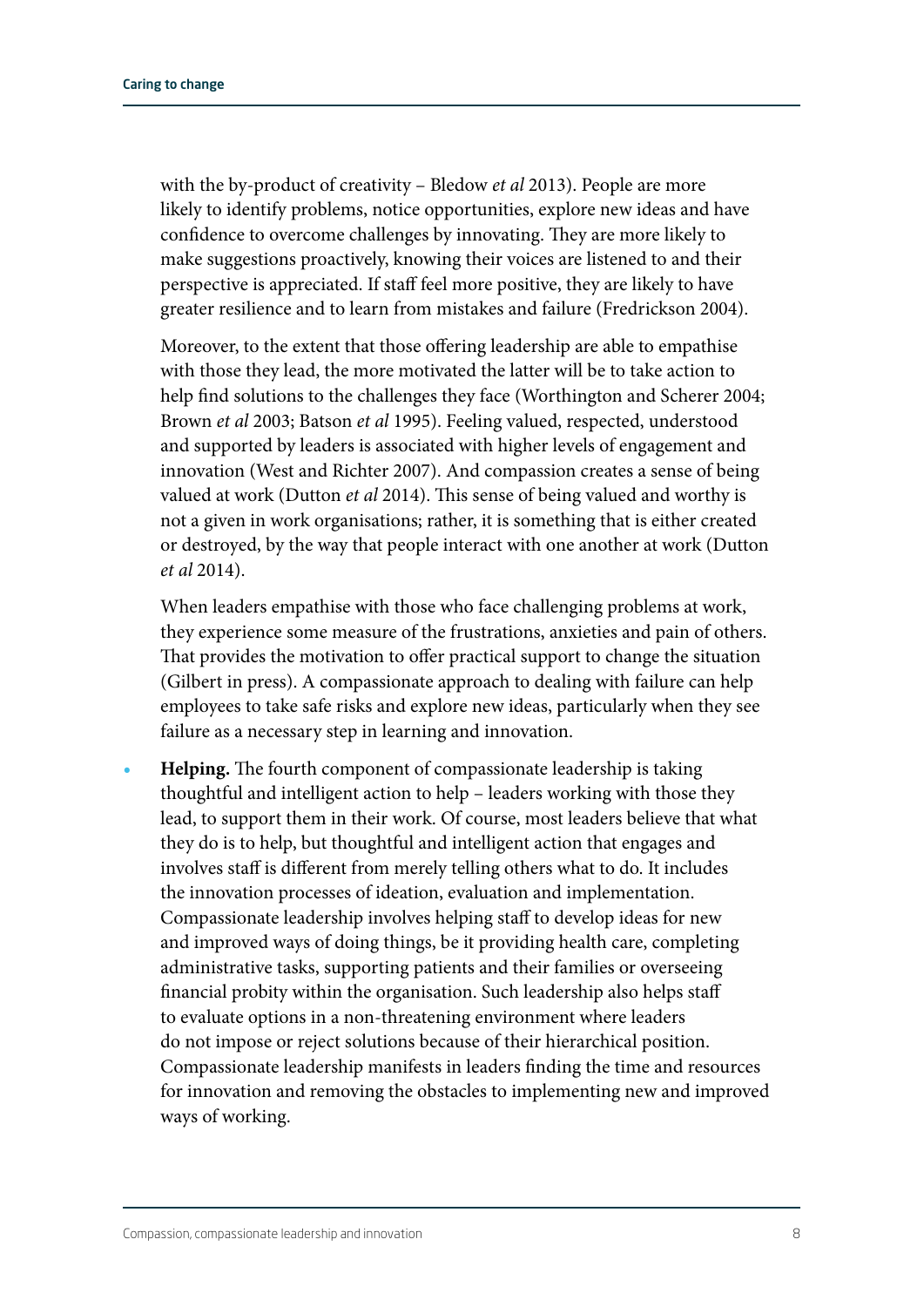with the by-product of creativity – Bledow *et al* 2013). People are more likely to identify problems, notice opportunities, explore new ideas and have confidence to overcome challenges by innovating. They are more likely to make suggestions proactively, knowing their voices are listened to and their perspective is appreciated. If staff feel more positive, they are likely to have greater resilience and to learn from mistakes and failure (Fredrickson 2004).

Moreover, to the extent that those offering leadership are able to empathise with those they lead, the more motivated the latter will be to take action to help find solutions to the challenges they face (Worthington and Scherer 2004; Brown *et al* 2003; Batson *et al* 1995). Feeling valued, respected, understood and supported by leaders is associated with higher levels of engagement and innovation (West and Richter 2007). And compassion creates a sense of being valued at work (Dutton *et al* 2014). This sense of being valued and worthy is not a given in work organisations; rather, it is something that is either created or destroyed, by the way that people interact with one another at work (Dutton *et al* 2014).

When leaders empathise with those who face challenging problems at work, they experience some measure of the frustrations, anxieties and pain of others. That provides the motivation to offer practical support to change the situation (Gilbert in press). A compassionate approach to dealing with failure can help employees to take safe risks and explore new ideas, particularly when they see failure as a necessary step in learning and innovation.

- **Helping.** The fourth component of compassionate leadership is taking thoughtful and intelligent action to help – leaders working with those they lead, to support them in their work. Of course, most leaders believe that what they do is to help, but thoughtful and intelligent action that engages and involves staff is different from merely telling others what to do. It includes the innovation processes of ideation, evaluation and implementation. Compassionate leadership involves helping staff to develop ideas for new and improved ways of doing things, be it providing health care, completing administrative tasks, supporting patients and their families or overseeing financial probity within the organisation. Such leadership also helps staff to evaluate options in a non-threatening environment where leaders do not impose or reject solutions because of their hierarchical position. Compassionate leadership manifests in leaders finding the time and resources for innovation and removing the obstacles to implementing new and improved ways of working.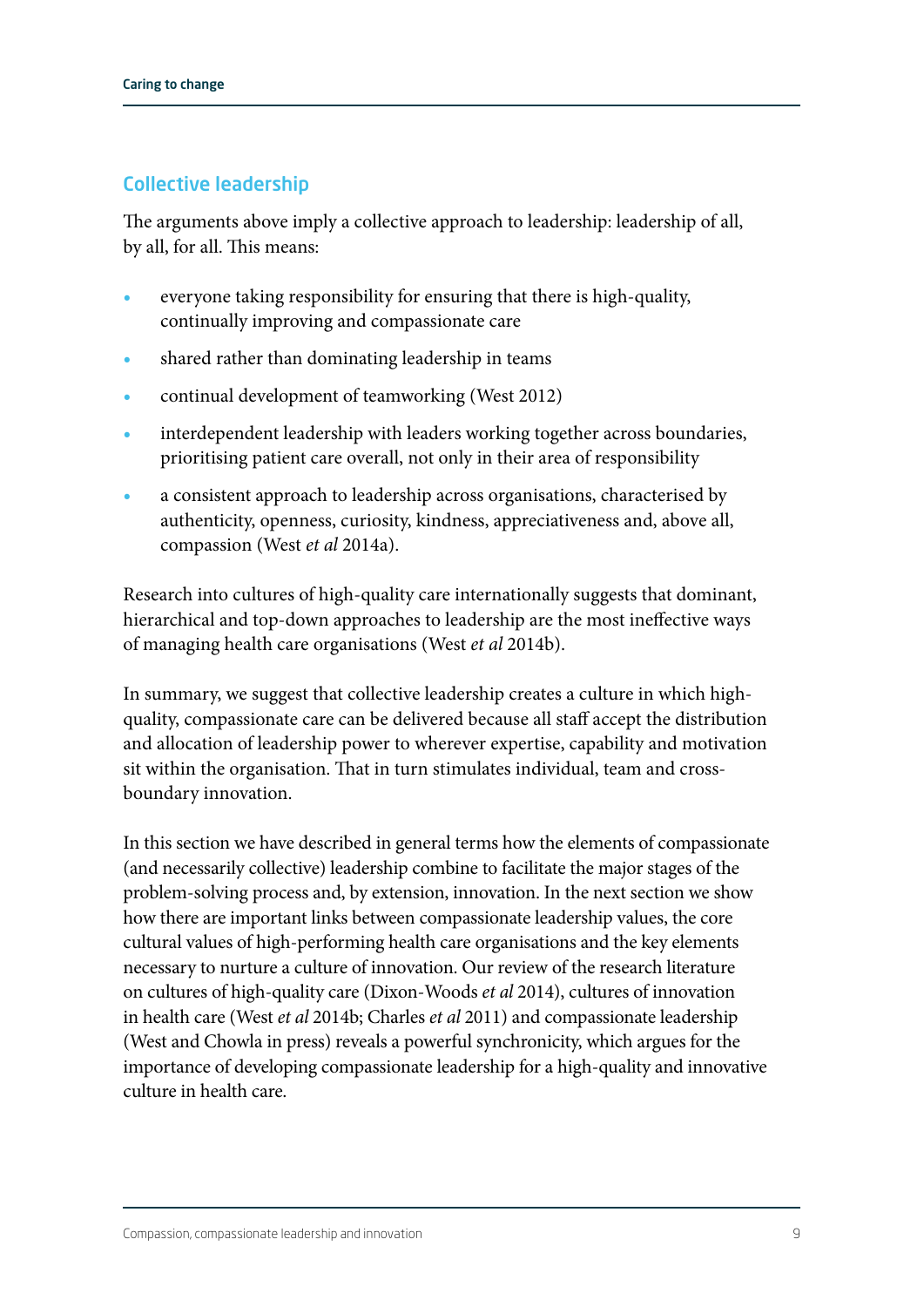## Collective leadership

The arguments above imply a collective approach to leadership: leadership of all, by all, for all. This means:

- everyone taking responsibility for ensuring that there is high-quality, continually improving and compassionate care
- shared rather than dominating leadership in teams
- continual development of teamworking (West 2012)
- interdependent leadership with leaders working together across boundaries, prioritising patient care overall, not only in their area of responsibility
- a consistent approach to leadership across organisations, characterised by authenticity, openness, curiosity, kindness, appreciativeness and, above all, compassion (West *et al* 2014a).

Research into cultures of high-quality care internationally suggests that dominant, hierarchical and top-down approaches to leadership are the most ineffective ways of managing health care organisations (West *et al* 2014b).

In summary, we suggest that collective leadership creates a culture in which high-quality, compassionate care can be delivered because all staff accept the distribution and allocation of leadership power to wherever expertise, capability and motivation sit within the organisation. That in turn stimulates individual, team and cross-boundary innovation.

In this section we have described in general terms how the elements of compassionate (and necessarily collective) leadership combine to facilitate the major stages of the problem-solving process and, by extension, innovation. In the next section we show how there are important links between compassionate leadership values, the core cultural values of high-performing health care organisations and the key elements necessary to nurture a culture of innovation. Our review of the research literature on cultures of high-quality care (Dixon-Woods *et al* 2014), cultures of innovation in health care (West *et al* 2014b; Charles *et al* 2011) and compassionate leadership (West and Chowla in press) reveals a powerful synchronicity, which argues for the importance of developing compassionate leadership for a high-quality and innovative culture in health care.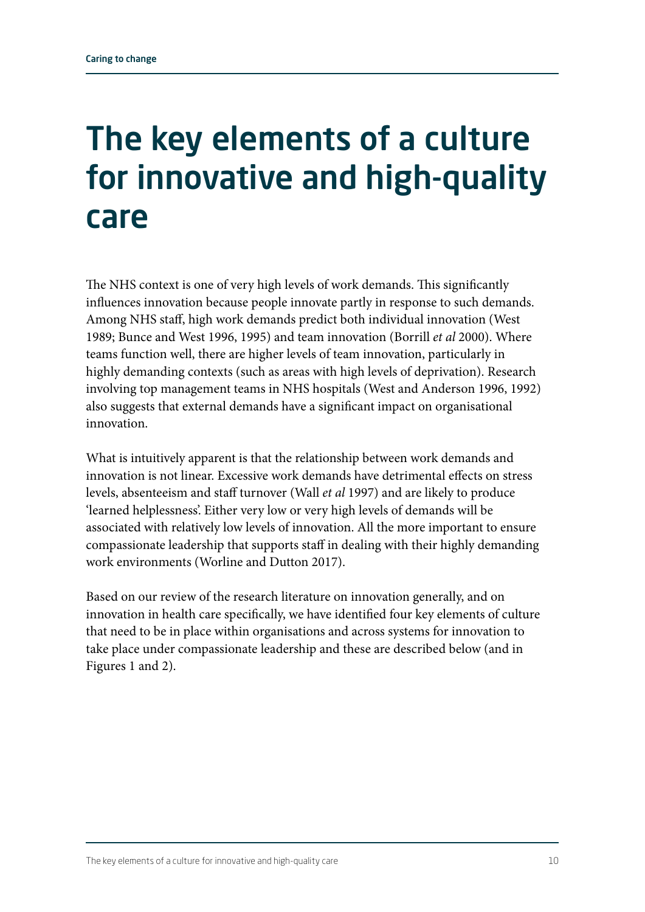# The key elements of a culture for innovative and high-quality care

The NHS context is one of very high levels of work demands. This significantly influences innovation because people innovate partly in response to such demands. Among NHS staff, high work demands predict both individual innovation (West 1989; Bunce and West 1996, 1995) and team innovation (Borrill *et al* 2000). Where teams function well, there are higher levels of team innovation, particularly in highly demanding contexts (such as areas with high levels of deprivation). Research involving top management teams in NHS hospitals (West and Anderson 1996, 1992) also suggests that external demands have a significant impact on organisational innovation.

What is intuitively apparent is that the relationship between work demands and innovation is not linear. Excessive work demands have detrimental effects on stress levels, absenteeism and staff turnover (Wall *et al* 1997) and are likely to produce 'learned helplessness'. Either very low or very high levels of demands will be associated with relatively low levels of innovation. All the more important to ensure compassionate leadership that supports staff in dealing with their highly demanding work environments (Worline and Dutton 2017).

Based on our review of the research literature on innovation generally, and on innovation in health care specifically, we have identified four key elements of culture that need to be in place within organisations and across systems for innovation to take place under compassionate leadership and these are described below (and in Figures 1 and 2).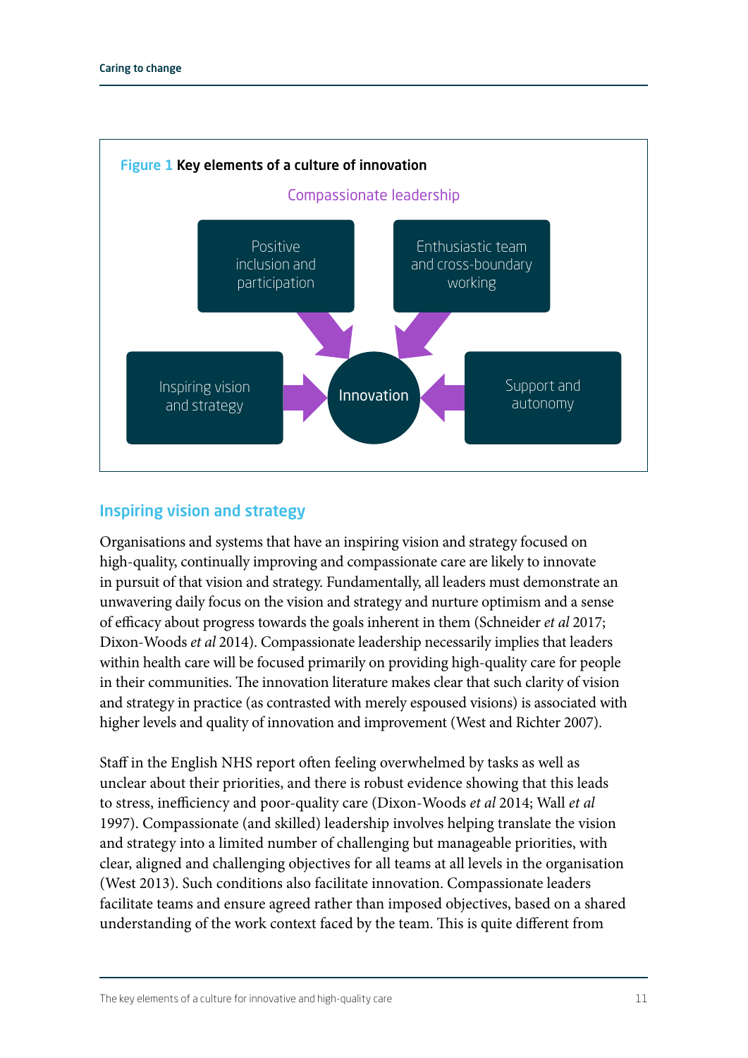**Figure 1** Key elements of a culture of innovation

Compassionate leadership

- Positive inclusion and participation
- Enthusiastic team and cross-boundary working
- Inspiring vision and strategy
- Support and autonomy

→ Innovation

## Inspiring vision and strategy

Organisations and systems that have an inspiring vision and strategy focused on high-quality, continually improving and compassionate care are likely to innovate in pursuit of that vision and strategy. Fundamentally, all leaders must demonstrate an unwavering daily focus on the vision and strategy and nurture optimism and a sense of efficacy about progress towards the goals inherent in them (Schneider *et al* 2017; Dixon-Woods *et al* 2014). Compassionate leadership necessarily implies that leaders within health care will be focused primarily on providing high-quality care for people in their communities. The innovation literature makes clear that such clarity of vision and strategy in practice (as contrasted with merely espoused visions) is associated with higher levels and quality of innovation and improvement (West and Richter 2007).

Staff in the English NHS report often feeling overwhelmed by tasks as well as unclear about their priorities, and there is robust evidence showing that this leads to stress, inefficiency and poor-quality care (Dixon-Woods *et al* 2014; Wall *et al* 1997). Compassionate (and skilled) leadership involves helping translate the vision and strategy into a limited number of challenging but manageable priorities, with clear, aligned and challenging objectives for all teams at all levels in the organisation (West 2013). Such conditions also facilitate innovation. Compassionate leaders facilitate teams and ensure agreed rather than imposed objectives, based on a shared understanding of the work context faced by the team. This is quite different from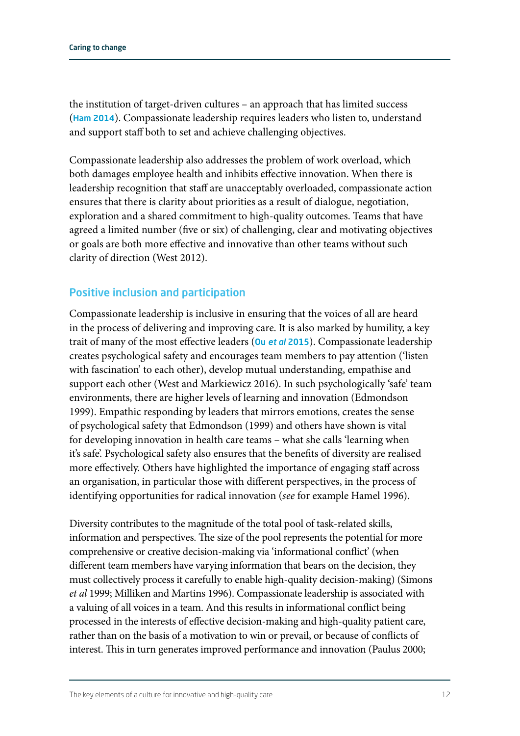the institution of target-driven cultures – an approach that has limited success (Ham 2014). Compassionate leadership requires leaders who listen to, understand and support staff both to set and achieve challenging objectives.

Compassionate leadership also addresses the problem of work overload, which both damages employee health and inhibits effective innovation. When there is leadership recognition that staff are unacceptably overloaded, compassionate action ensures that there is clarity about priorities as a result of dialogue, negotiation, exploration and a shared commitment to high-quality outcomes. Teams that have agreed a limited number (five or six) of challenging, clear and motivating objectives or goals are both more effective and innovative than other teams without such clarity of direction (West 2012).

## Positive inclusion and participation

Compassionate leadership is inclusive in ensuring that the voices of all are heard in the process of delivering and improving care. It is also marked by humility, a key trait of many of the most effective leaders (Ou *et al* 2015). Compassionate leadership creates psychological safety and encourages team members to pay attention ('listen with fascination' to each other), develop mutual understanding, empathise and support each other (West and Markiewicz 2016). In such psychologically 'safe' team environments, there are higher levels of learning and innovation (Edmondson 1999). Empathic responding by leaders that mirrors emotions, creates the sense of psychological safety that Edmondson (1999) and others have shown is vital for developing innovation in health care teams – what she calls 'learning when it's safe'. Psychological safety also ensures that the benefits of diversity are realised more effectively. Others have highlighted the importance of engaging staff across an organisation, in particular those with different perspectives, in the process of identifying opportunities for radical innovation (*see* for example Hamel 1996).

Diversity contributes to the magnitude of the total pool of task-related skills, information and perspectives. The size of the pool represents the potential for more comprehensive or creative decision-making via 'informational conflict' (when different team members have varying information that bears on the decision, they must collectively process it carefully to enable high-quality decision-making) (Simons *et al* 1999; Milliken and Martins 1996). Compassionate leadership is associated with a valuing of all voices in a team. And this results in informational conflict being processed in the interests of effective decision-making and high-quality patient care, rather than on the basis of a motivation to win or prevail, or because of conflicts of interest. This in turn generates improved performance and innovation (Paulus 2000;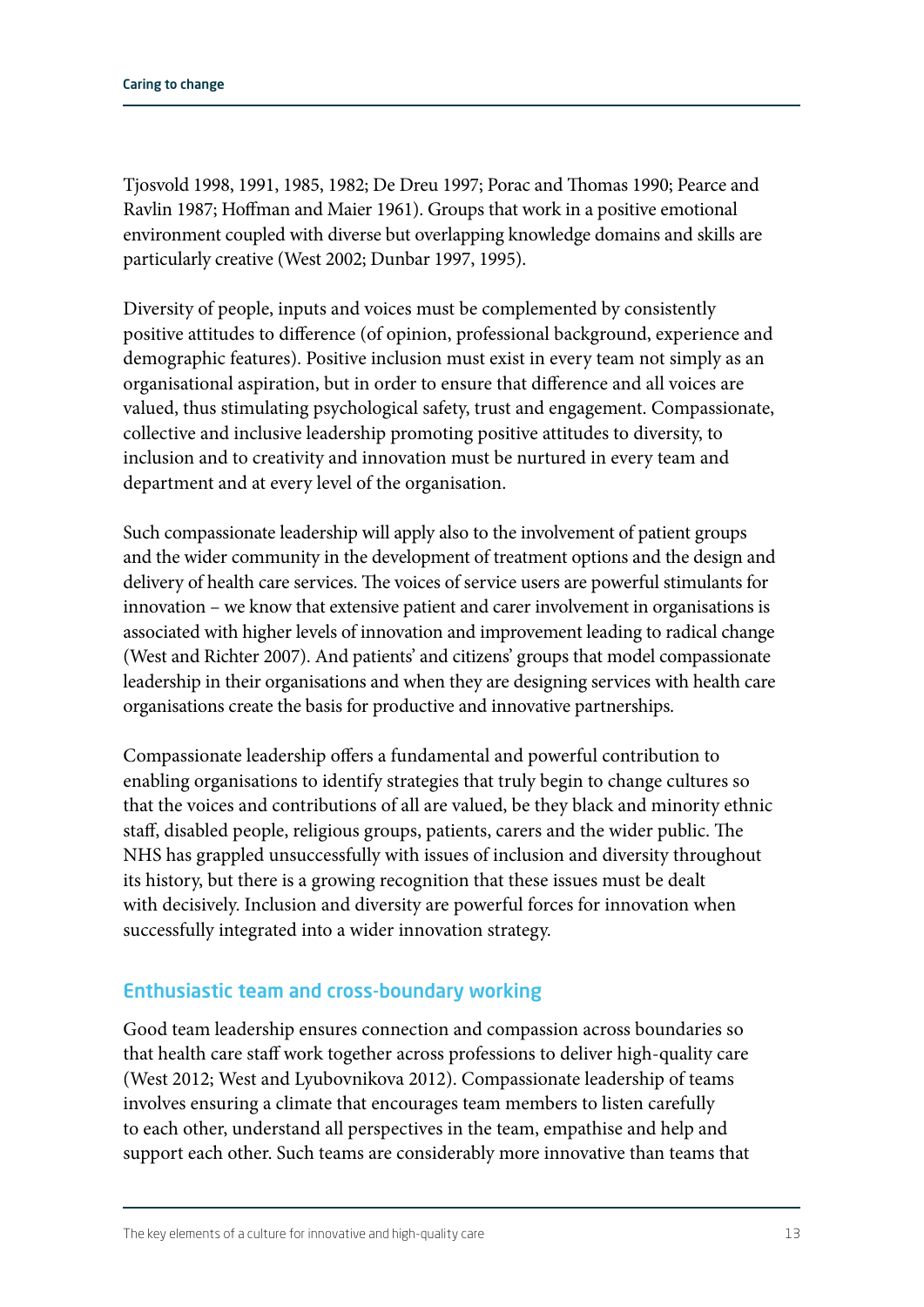Tjosvold 1998, 1991, 1985, 1982; De Dreu 1997; Porac and Thomas 1990; Pearce and Ravlin 1987; Hoffman and Maier 1961). Groups that work in a positive emotional environment coupled with diverse but overlapping knowledge domains and skills are particularly creative (West 2002; Dunbar 1997, 1995).

Diversity of people, inputs and voices must be complemented by consistently positive attitudes to difference (of opinion, professional background, experience and demographic features). Positive inclusion must exist in every team not simply as an organisational aspiration, but in order to ensure that difference and all voices are valued, thus stimulating psychological safety, trust and engagement. Compassionate, collective and inclusive leadership promoting positive attitudes to diversity, to inclusion and to creativity and innovation must be nurtured in every team and department and at every level of the organisation.

Such compassionate leadership will apply also to the involvement of patient groups and the wider community in the development of treatment options and the design and delivery of health care services. The voices of service users are powerful stimulants for innovation – we know that extensive patient and carer involvement in organisations is associated with higher levels of innovation and improvement leading to radical change (West and Richter 2007). And patients' and citizens' groups that model compassionate leadership in their organisations and when they are designing services with health care organisations create the basis for productive and innovative partnerships.

Compassionate leadership offers a fundamental and powerful contribution to enabling organisations to identify strategies that truly begin to change cultures so that the voices and contributions of all are valued, be they black and minority ethnic staff, disabled people, religious groups, patients, carers and the wider public. The NHS has grappled unsuccessfully with issues of inclusion and diversity throughout its history, but there is a growing recognition that these issues must be dealt with decisively. Inclusion and diversity are powerful forces for innovation when successfully integrated into a wider innovation strategy.

## Enthusiastic team and cross-boundary working

Good team leadership ensures connection and compassion across boundaries so that health care staff work together across professions to deliver high-quality care (West 2012; West and Lyubovnikova 2012). Compassionate leadership of teams involves ensuring a climate that encourages team members to listen carefully to each other, understand all perspectives in the team, empathise and help and support each other. Such teams are considerably more innovative than teams that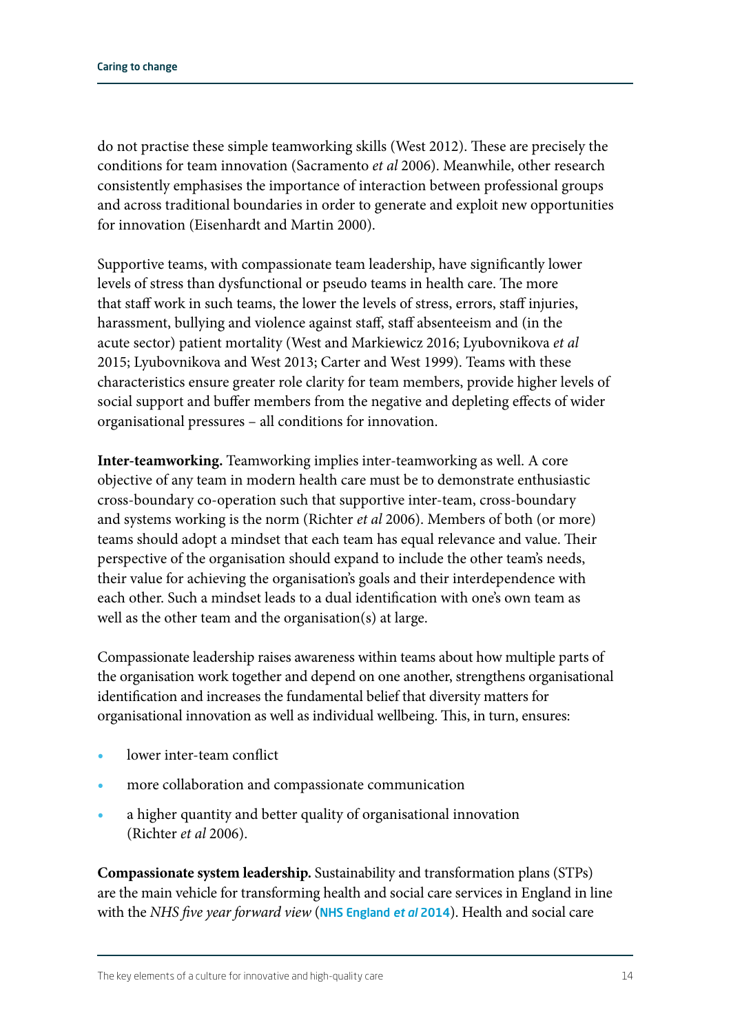do not practise these simple teamworking skills (West 2012). These are precisely the conditions for team innovation (Sacramento *et al* 2006). Meanwhile, other research consistently emphasises the importance of interaction between professional groups and across traditional boundaries in order to generate and exploit new opportunities for innovation (Eisenhardt and Martin 2000).

Supportive teams, with compassionate team leadership, have significantly lower levels of stress than dysfunctional or pseudo teams in health care. The more that staff work in such teams, the lower the levels of stress, errors, staff injuries, harassment, bullying and violence against staff, staff absenteeism and (in the acute sector) patient mortality (West and Markiewicz 2016; Lyubovnikova *et al* 2015; Lyubovnikova and West 2013; Carter and West 1999). Teams with these characteristics ensure greater role clarity for team members, provide higher levels of social support and buffer members from the negative and depleting effects of wider organisational pressures – all conditions for innovation.

**Inter-teamworking.** Teamworking implies inter-teamworking as well. A core objective of any team in modern health care must be to demonstrate enthusiastic cross-boundary co-operation such that supportive inter-team, cross-boundary and systems working is the norm (Richter *et al* 2006). Members of both (or more) teams should adopt a mindset that each team has equal relevance and value. Their perspective of the organisation should expand to include the other team's needs, their value for achieving the organisation's goals and their interdependence with each other. Such a mindset leads to a dual identification with one's own team as well as the other team and the organisation(s) at large.

Compassionate leadership raises awareness within teams about how multiple parts of the organisation work together and depend on one another, strengthens organisational identification and increases the fundamental belief that diversity matters for organisational innovation as well as individual wellbeing. This, in turn, ensures:

- lower inter-team conflict
- more collaboration and compassionate communication
- a higher quantity and better quality of organisational innovation (Richter *et al* 2006).

**Compassionate system leadership.** Sustainability and transformation plans (STPs) are the main vehicle for transforming health and social care services in England in line with the *NHS five year forward view* (NHS England *et al* 2014). Health and social care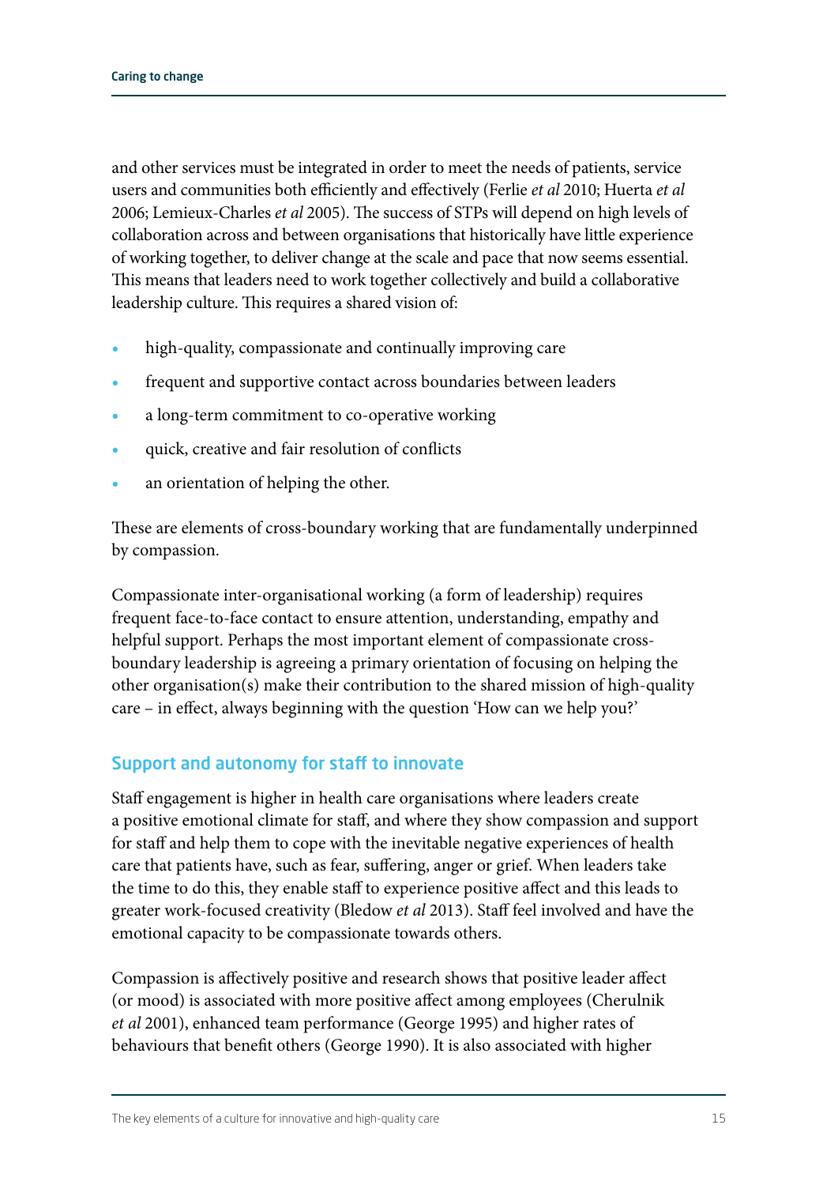and other services must be integrated in order to meet the needs of patients, service users and communities both efficiently and effectively (Ferlie *et al* 2010; Huerta *et al* 2006; Lemieux-Charles *et al* 2005). The success of STPs will depend on high levels of collaboration across and between organisations that historically have little experience of working together, to deliver change at the scale and pace that now seems essential. This means that leaders need to work together collectively and build a collaborative leadership culture. This requires a shared vision of:

- high-quality, compassionate and continually improving care
- frequent and supportive contact across boundaries between leaders
- a long-term commitment to co-operative working
- quick, creative and fair resolution of conflicts
- an orientation of helping the other.

These are elements of cross-boundary working that are fundamentally underpinned by compassion.

Compassionate inter-organisational working (a form of leadership) requires frequent face-to-face contact to ensure attention, understanding, empathy and helpful support. Perhaps the most important element of compassionate cross-boundary leadership is agreeing a primary orientation of focusing on helping the other organisation(s) make their contribution to the shared mission of high-quality care – in effect, always beginning with the question 'How can we help you?'

## Support and autonomy for staff to innovate

Staff engagement is higher in health care organisations where leaders create a positive emotional climate for staff, and where they show compassion and support for staff and help them to cope with the inevitable negative experiences of health care that patients have, such as fear, suffering, anger or grief. When leaders take the time to do this, they enable staff to experience positive affect and this leads to greater work-focused creativity (Bledow *et al* 2013). Staff feel involved and have the emotional capacity to be compassionate towards others.

Compassion is affectively positive and research shows that positive leader affect (or mood) is associated with more positive affect among employees (Cherulnik *et al* 2001), enhanced team performance (George 1995) and higher rates of behaviours that benefit others (George 1990). It is also associated with higher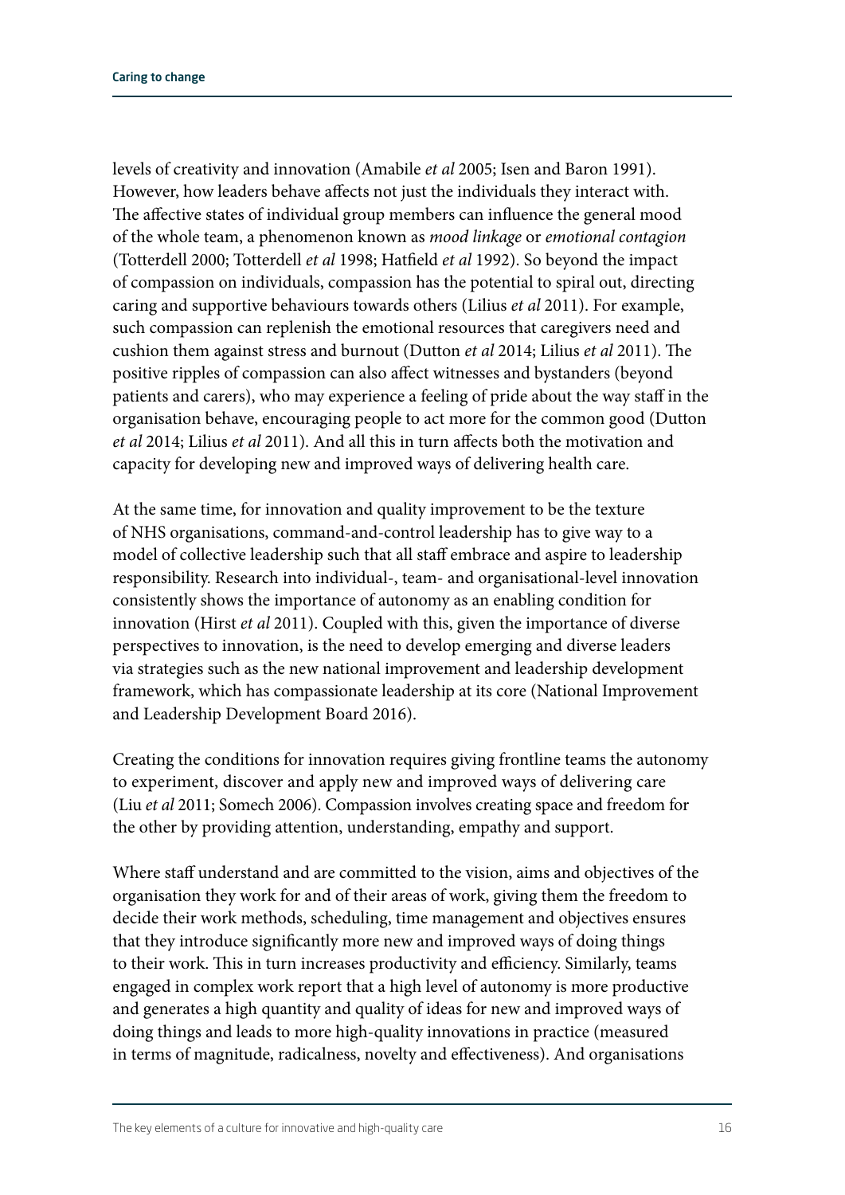levels of creativity and innovation (Amabile *et al* 2005; Isen and Baron 1991). However, how leaders behave affects not just the individuals they interact with. The affective states of individual group members can influence the general mood of the whole team, a phenomenon known as *mood linkage* or *emotional contagion* (Totterdell 2000; Totterdell *et al* 1998; Hatfield *et al* 1992). So beyond the impact of compassion on individuals, compassion has the potential to spiral out, directing caring and supportive behaviours towards others (Lilius *et al* 2011). For example, such compassion can replenish the emotional resources that caregivers need and cushion them against stress and burnout (Dutton *et al* 2014; Lilius *et al* 2011). The positive ripples of compassion can also affect witnesses and bystanders (beyond patients and carers), who may experience a feeling of pride about the way staff in the organisation behave, encouraging people to act more for the common good (Dutton *et al* 2014; Lilius *et al* 2011). And all this in turn affects both the motivation and capacity for developing new and improved ways of delivering health care.

At the same time, for innovation and quality improvement to be the texture of NHS organisations, command-and-control leadership has to give way to a model of collective leadership such that all staff embrace and aspire to leadership responsibility. Research into individual-, team- and organisational-level innovation consistently shows the importance of autonomy as an enabling condition for innovation (Hirst *et al* 2011). Coupled with this, given the importance of diverse perspectives to innovation, is the need to develop emerging and diverse leaders via strategies such as the new national improvement and leadership development framework, which has compassionate leadership at its core (National Improvement and Leadership Development Board 2016).

Creating the conditions for innovation requires giving frontline teams the autonomy to experiment, discover and apply new and improved ways of delivering care (Liu *et al* 2011; Somech 2006). Compassion involves creating space and freedom for the other by providing attention, understanding, empathy and support.

Where staff understand and are committed to the vision, aims and objectives of the organisation they work for and of their areas of work, giving them the freedom to decide their work methods, scheduling, time management and objectives ensures that they introduce significantly more new and improved ways of doing things to their work. This in turn increases productivity and efficiency. Similarly, teams engaged in complex work report that a high level of autonomy is more productive and generates a high quantity and quality of ideas for new and improved ways of doing things and leads to more high-quality innovations in practice (measured in terms of magnitude, radicalness, novelty and effectiveness). And organisations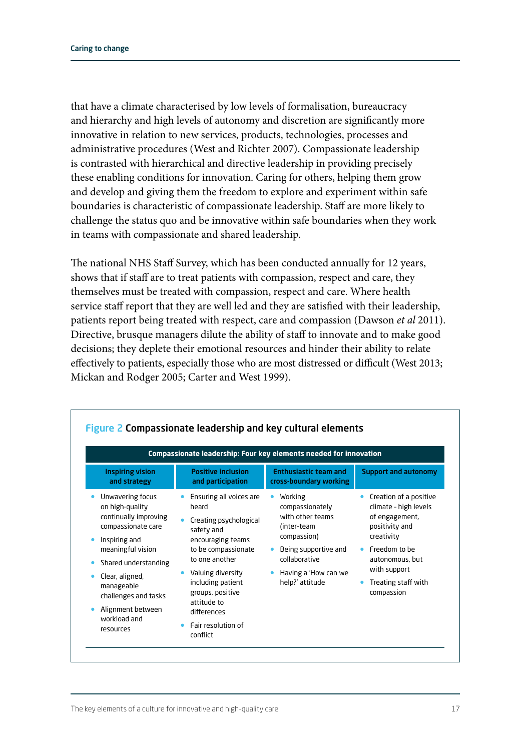that have a climate characterised by low levels of formalisation, bureaucracy and hierarchy and high levels of autonomy and discretion are significantly more innovative in relation to new services, products, technologies, processes and administrative procedures (West and Richter 2007). Compassionate leadership is contrasted with hierarchical and directive leadership in providing precisely these enabling conditions for innovation. Caring for others, helping them grow and develop and giving them the freedom to explore and experiment within safe boundaries is characteristic of compassionate leadership. Staff are more likely to challenge the status quo and be innovative within safe boundaries when they work in teams with compassionate and shared leadership.

The national NHS Staff Survey, which has been conducted annually for 12 years, shows that if staff are to treat patients with compassion, respect and care, they themselves must be treated with compassion, respect and care. Where health service staff report that they are well led and they are satisfied with their leadership, patients report being treated with respect, care and compassion (Dawson *et al* 2011). Directive, brusque managers dilute the ability of staff to innovate and to make good decisions; they deplete their emotional resources and hinder their ability to relate effectively to patients, especially those who are most distressed or difficult (West 2013; Mickan and Rodger 2005; Carter and West 1999).

**Figure 2 Compassionate leadership and key cultural elements**

| Compassionate leadership: Four key elements needed for innovation | | | |
|---|---|---|---|
| **Inspiring vision and strategy** | **Positive inclusion and participation** | **Enthusiastic team and cross-boundary working** | **Support and autonomy** |
| • Unwavering focus on high-quality continually improving compassionate care<br>• Inspiring and meaningful vision<br>• Shared understanding<br>• Clear, aligned, manageable challenges and tasks<br>• Alignment between workload and resources | • Ensuring all voices are heard<br>• Creating psychological safety and encouraging teams to be compassionate to one another<br>• Valuing diversity including patient groups, positive attitude to differences<br>• Fair resolution of conflict | • Working compassionately with other teams (inter-team compassion)<br>• Being supportive and collaborative<br>• Having a 'How can we help?' attitude | • Creation of a positive climate - high levels of engagement, positivity and creativity<br>• Freedom to be autonomous, but with support<br>• Treating staff with compassion |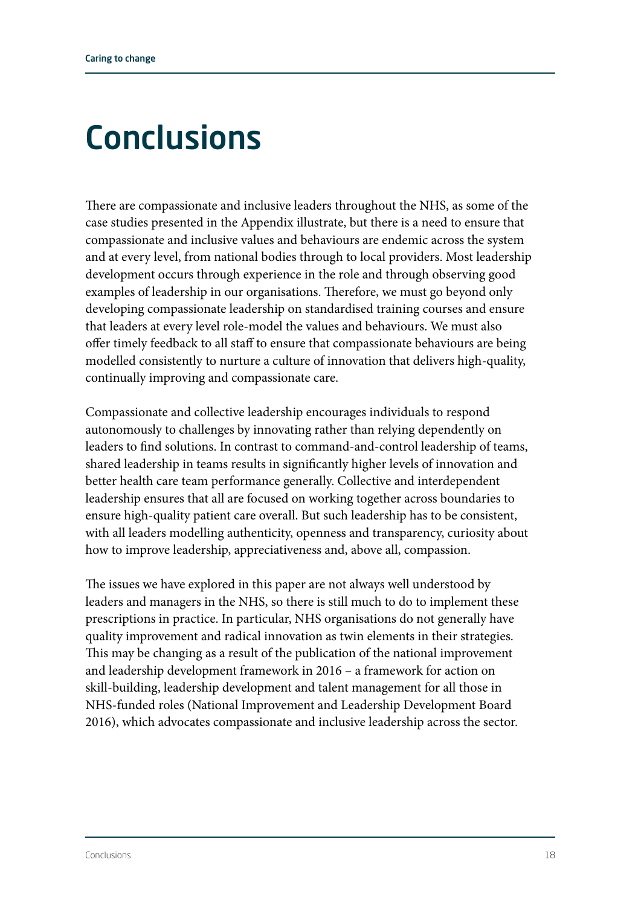# Conclusions

There are compassionate and inclusive leaders throughout the NHS, as some of the case studies presented in the Appendix illustrate, but there is a need to ensure that compassionate and inclusive values and behaviours are endemic across the system and at every level, from national bodies through to local providers. Most leadership development occurs through experience in the role and through observing good examples of leadership in our organisations. Therefore, we must go beyond only developing compassionate leadership on standardised training courses and ensure that leaders at every level role-model the values and behaviours. We must also offer timely feedback to all staff to ensure that compassionate behaviours are being modelled consistently to nurture a culture of innovation that delivers high-quality, continually improving and compassionate care.

Compassionate and collective leadership encourages individuals to respond autonomously to challenges by innovating rather than relying dependently on leaders to find solutions. In contrast to command-and-control leadership of teams, shared leadership in teams results in significantly higher levels of innovation and better health care team performance generally. Collective and interdependent leadership ensures that all are focused on working together across boundaries to ensure high-quality patient care overall. But such leadership has to be consistent, with all leaders modelling authenticity, openness and transparency, curiosity about how to improve leadership, appreciativeness and, above all, compassion.

The issues we have explored in this paper are not always well understood by leaders and managers in the NHS, so there is still much to do to implement these prescriptions in practice. In particular, NHS organisations do not generally have quality improvement and radical innovation as twin elements in their strategies. This may be changing as a result of the publication of the national improvement and leadership development framework in 2016 – a framework for action on skill-building, leadership development and talent management for all those in NHS-funded roles (National Improvement and Leadership Development Board 2016), which advocates compassionate and inclusive leadership across the sector.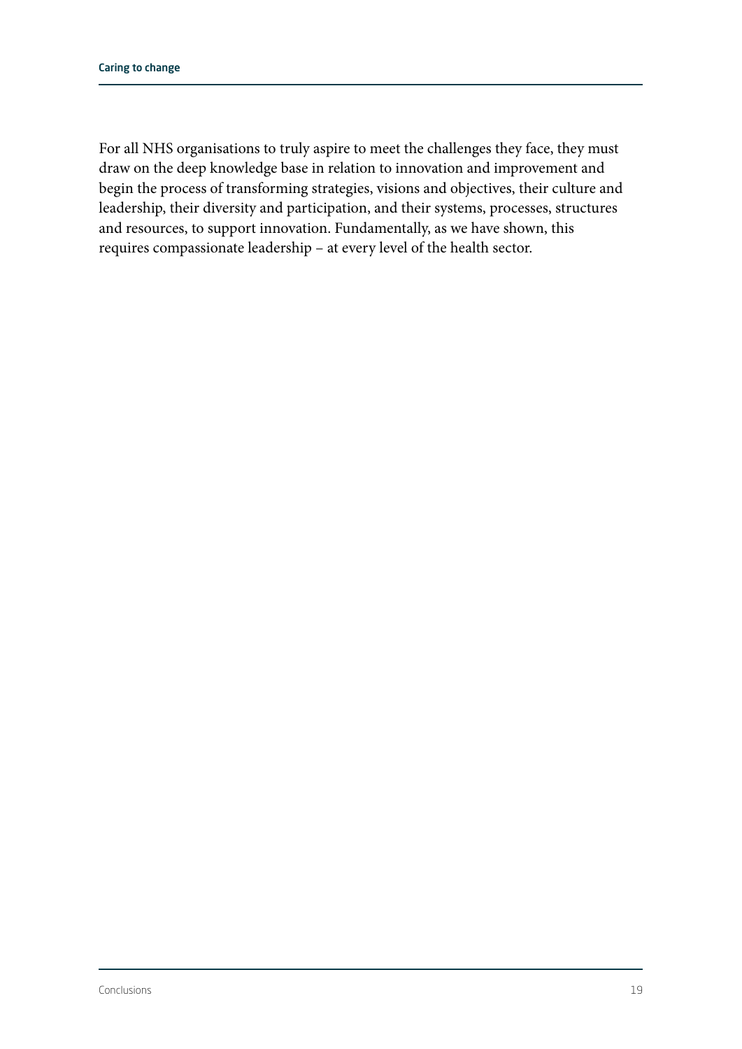For all NHS organisations to truly aspire to meet the challenges they face, they must draw on the deep knowledge base in relation to innovation and improvement and begin the process of transforming strategies, visions and objectives, their culture and leadership, their diversity and participation, and their systems, processes, structures and resources, to support innovation. Fundamentally, as we have shown, this requires compassionate leadership – at every level of the health sector.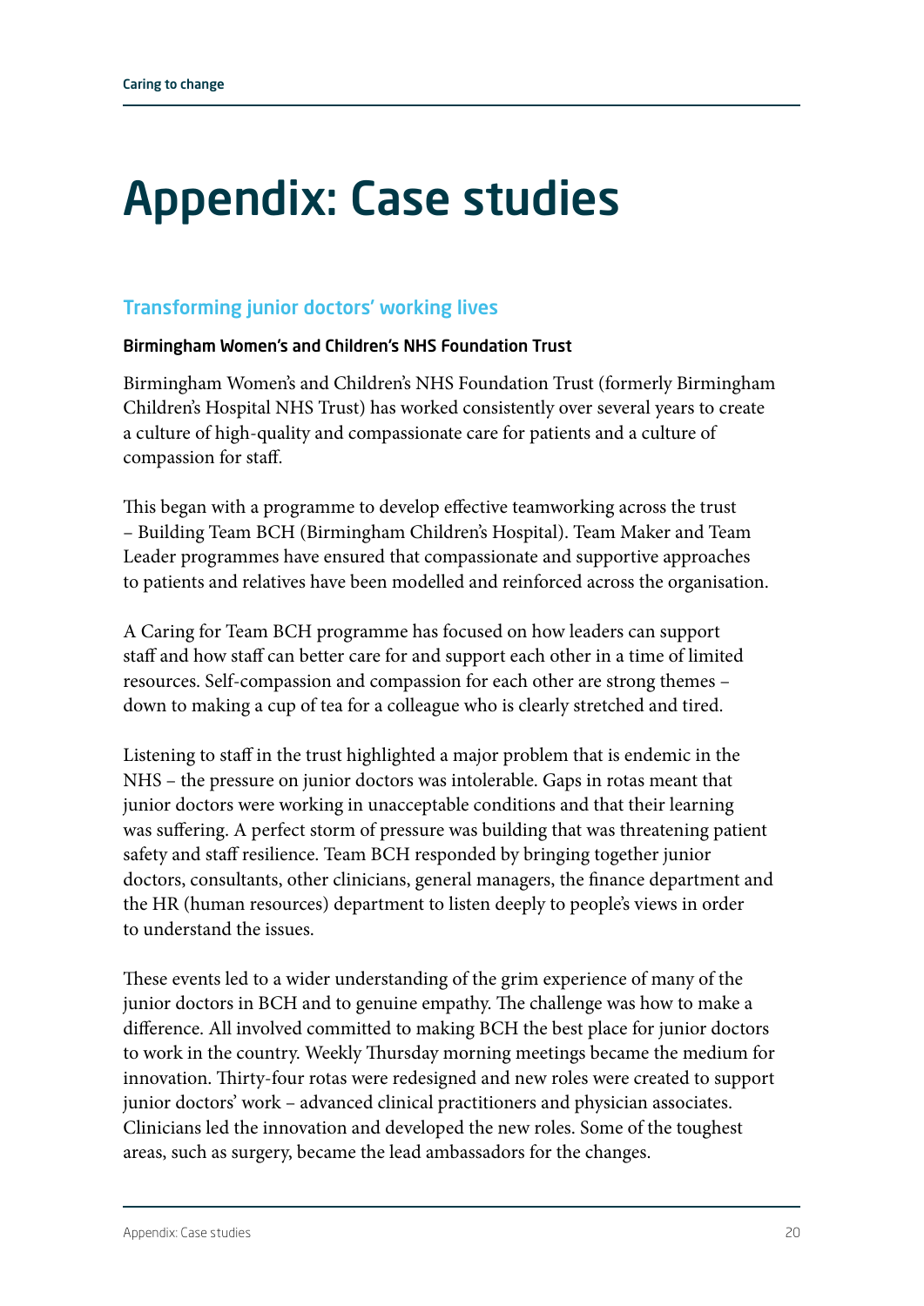# Appendix: Case studies

## Transforming junior doctors' working lives

### Birmingham Women's and Children's NHS Foundation Trust

Birmingham Women's and Children's NHS Foundation Trust (formerly Birmingham Children's Hospital NHS Trust) has worked consistently over several years to create a culture of high-quality and compassionate care for patients and a culture of compassion for staff.

This began with a programme to develop effective teamworking across the trust – Building Team BCH (Birmingham Children's Hospital). Team Maker and Team Leader programmes have ensured that compassionate and supportive approaches to patients and relatives have been modelled and reinforced across the organisation.

A Caring for Team BCH programme has focused on how leaders can support staff and how staff can better care for and support each other in a time of limited resources. Self-compassion and compassion for each other are strong themes – down to making a cup of tea for a colleague who is clearly stretched and tired.

Listening to staff in the trust highlighted a major problem that is endemic in the NHS – the pressure on junior doctors was intolerable. Gaps in rotas meant that junior doctors were working in unacceptable conditions and that their learning was suffering. A perfect storm of pressure was building that was threatening patient safety and staff resilience. Team BCH responded by bringing together junior doctors, consultants, other clinicians, general managers, the finance department and the HR (human resources) department to listen deeply to people's views in order to understand the issues.

These events led to a wider understanding of the grim experience of many of the junior doctors in BCH and to genuine empathy. The challenge was how to make a difference. All involved committed to making BCH the best place for junior doctors to work in the country. Weekly Thursday morning meetings became the medium for innovation. Thirty-four rotas were redesigned and new roles were created to support junior doctors' work – advanced clinical practitioners and physician associates. Clinicians led the innovation and developed the new roles. Some of the toughest areas, such as surgery, became the lead ambassadors for the changes.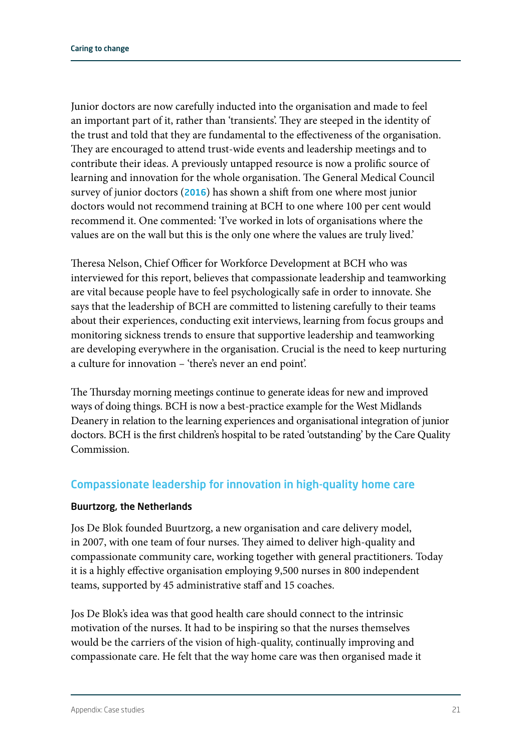Junior doctors are now carefully inducted into the organisation and made to feel an important part of it, rather than 'transients'. They are steeped in the identity of the trust and told that they are fundamental to the effectiveness of the organisation. They are encouraged to attend trust-wide events and leadership meetings and to contribute their ideas. A previously untapped resource is now a prolific source of learning and innovation for the whole organisation. The General Medical Council survey of junior doctors (2016) has shown a shift from one where most junior doctors would not recommend training at BCH to one where 100 per cent would recommend it. One commented: 'I've worked in lots of organisations where the values are on the wall but this is the only one where the values are truly lived.'

Theresa Nelson, Chief Officer for Workforce Development at BCH who was interviewed for this report, believes that compassionate leadership and teamworking are vital because people have to feel psychologically safe in order to innovate. She says that the leadership of BCH are committed to listening carefully to their teams about their experiences, conducting exit interviews, learning from focus groups and monitoring sickness trends to ensure that supportive leadership and teamworking are developing everywhere in the organisation. Crucial is the need to keep nurturing a culture for innovation – 'there's never an end point'.

The Thursday morning meetings continue to generate ideas for new and improved ways of doing things. BCH is now a best-practice example for the West Midlands Deanery in relation to the learning experiences and organisational integration of junior doctors. BCH is the first children's hospital to be rated 'outstanding' by the Care Quality Commission.

## Compassionate leadership for innovation in high-quality home care

### Buurtzorg, the Netherlands

Jos De Blok founded Buurtzorg, a new organisation and care delivery model, in 2007, with one team of four nurses. They aimed to deliver high-quality and compassionate community care, working together with general practitioners. Today it is a highly effective organisation employing 9,500 nurses in 800 independent teams, supported by 45 administrative staff and 15 coaches.

Jos De Blok's idea was that good health care should connect to the intrinsic motivation of the nurses. It had to be inspiring so that the nurses themselves would be the carriers of the vision of high-quality, continually improving and compassionate care. He felt that the way home care was then organised made it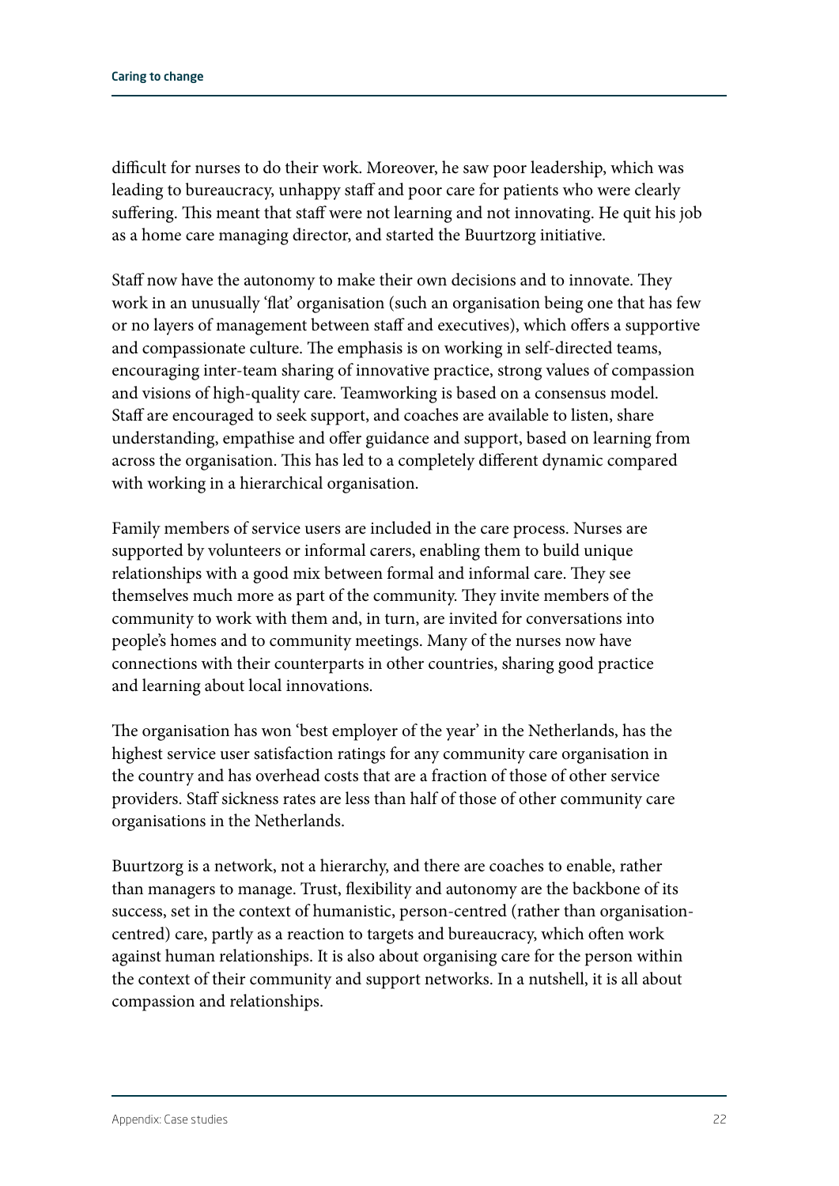difficult for nurses to do their work. Moreover, he saw poor leadership, which was leading to bureaucracy, unhappy staff and poor care for patients who were clearly suffering. This meant that staff were not learning and not innovating. He quit his job as a home care managing director, and started the Buurtzorg initiative.

Staff now have the autonomy to make their own decisions and to innovate. They work in an unusually 'flat' organisation (such an organisation being one that has few or no layers of management between staff and executives), which offers a supportive and compassionate culture. The emphasis is on working in self-directed teams, encouraging inter-team sharing of innovative practice, strong values of compassion and visions of high-quality care. Teamworking is based on a consensus model. Staff are encouraged to seek support, and coaches are available to listen, share understanding, empathise and offer guidance and support, based on learning from across the organisation. This has led to a completely different dynamic compared with working in a hierarchical organisation.

Family members of service users are included in the care process. Nurses are supported by volunteers or informal carers, enabling them to build unique relationships with a good mix between formal and informal care. They see themselves much more as part of the community. They invite members of the community to work with them and, in turn, are invited for conversations into people's homes and to community meetings. Many of the nurses now have connections with their counterparts in other countries, sharing good practice and learning about local innovations.

The organisation has won 'best employer of the year' in the Netherlands, has the highest service user satisfaction ratings for any community care organisation in the country and has overhead costs that are a fraction of those of other service providers. Staff sickness rates are less than half of those of other community care organisations in the Netherlands.

Buurtzorg is a network, not a hierarchy, and there are coaches to enable, rather than managers to manage. Trust, flexibility and autonomy are the backbone of its success, set in the context of humanistic, person-centred (rather than organisation-centred) care, partly as a reaction to targets and bureaucracy, which often work against human relationships. It is also about organising care for the person within the context of their community and support networks. In a nutshell, it is all about compassion and relationships.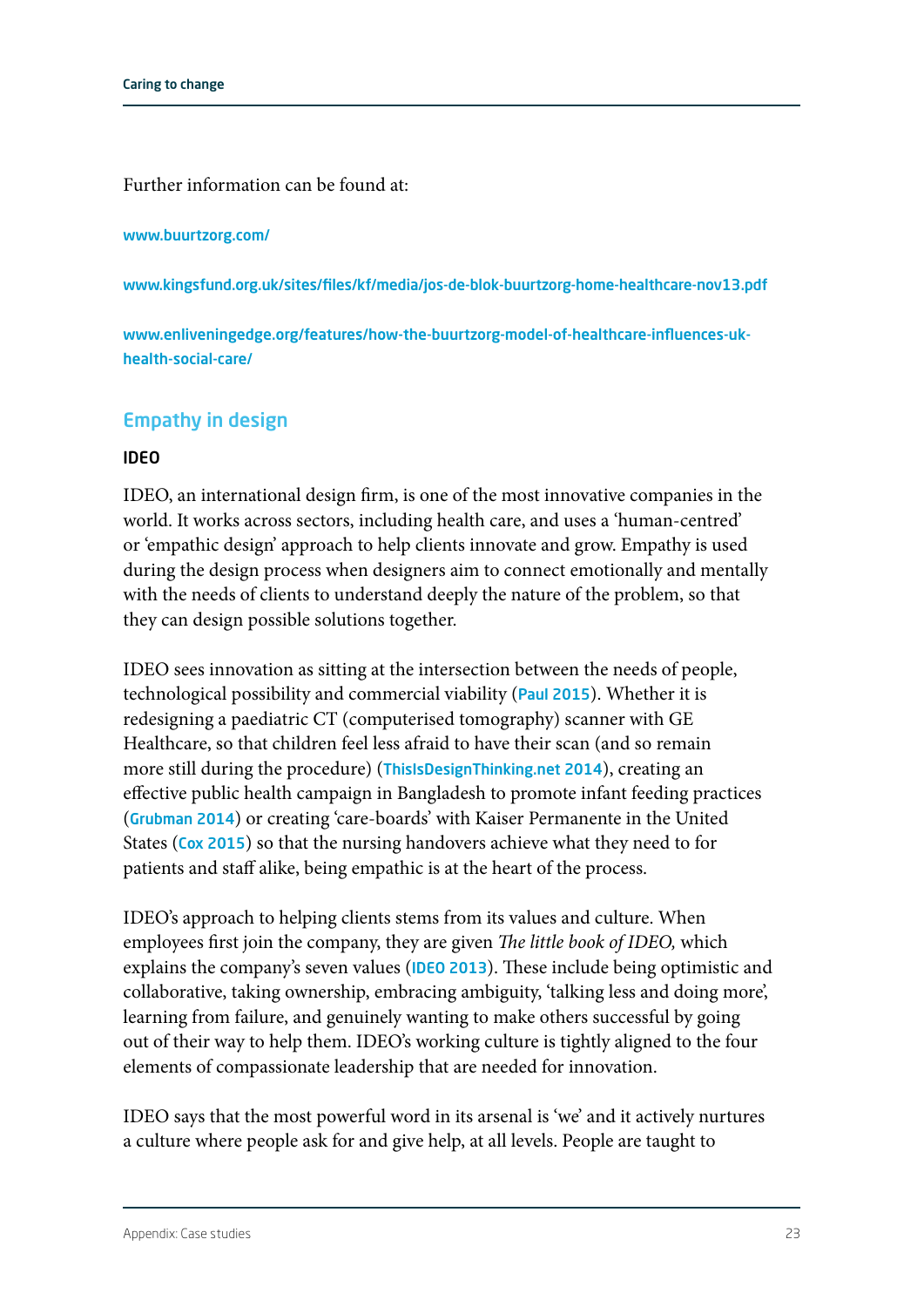Further information can be found at:

www.buurtzorg.com/

www.kingsfund.org.uk/sites/files/kf/media/jos-de-blok-buurtzorg-home-healthcare-nov13.pdf

www.enliveningedge.org/features/how-the-buurtzorg-model-of-healthcare-influences-uk-health-social-care/

## Empathy in design

### IDEO

IDEO, an international design firm, is one of the most innovative companies in the world. It works across sectors, including health care, and uses a 'human-centred' or 'empathic design' approach to help clients innovate and grow. Empathy is used during the design process when designers aim to connect emotionally and mentally with the needs of clients to understand deeply the nature of the problem, so that they can design possible solutions together.

IDEO sees innovation as sitting at the intersection between the needs of people, technological possibility and commercial viability (Paul 2015). Whether it is redesigning a paediatric CT (computerised tomography) scanner with GE Healthcare, so that children feel less afraid to have their scan (and so remain more still during the procedure) (ThisIsDesignThinking.net 2014), creating an effective public health campaign in Bangladesh to promote infant feeding practices (Grubman 2014) or creating 'care-boards' with Kaiser Permanente in the United States (Cox 2015) so that the nursing handovers achieve what they need to for patients and staff alike, being empathic is at the heart of the process.

IDEO's approach to helping clients stems from its values and culture. When employees first join the company, they are given *The little book of IDEO,* which explains the company's seven values (IDEO 2013). These include being optimistic and collaborative, taking ownership, embracing ambiguity, 'talking less and doing more', learning from failure, and genuinely wanting to make others successful by going out of their way to help them. IDEO's working culture is tightly aligned to the four elements of compassionate leadership that are needed for innovation.

IDEO says that the most powerful word in its arsenal is 'we' and it actively nurtures a culture where people ask for and give help, at all levels. People are taught to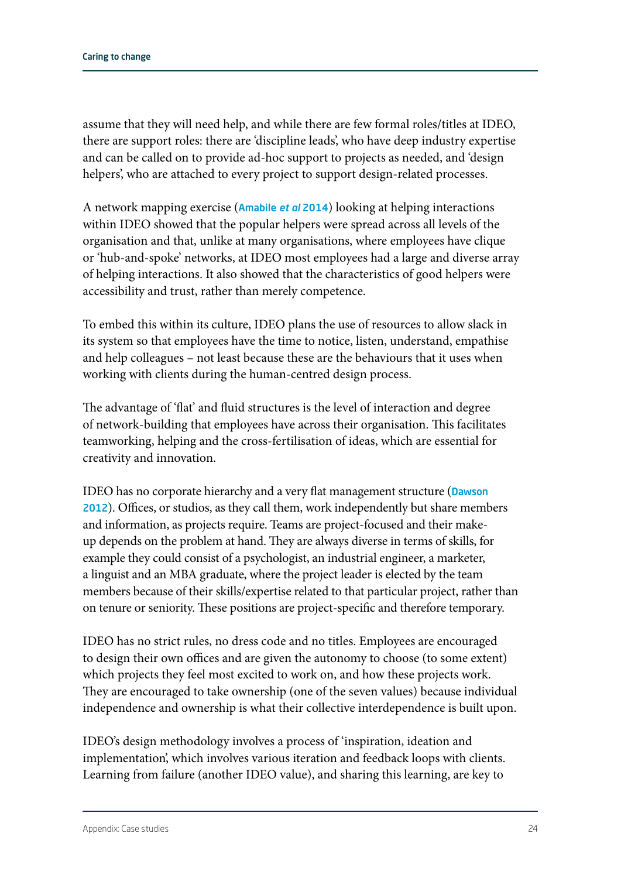assume that they will need help, and while there are few formal roles/titles at IDEO, there are support roles: there are 'discipline leads', who have deep industry expertise and can be called on to provide ad-hoc support to projects as needed, and 'design helpers', who are attached to every project to support design-related processes.

A network mapping exercise (Amabile *et al* 2014) looking at helping interactions within IDEO showed that the popular helpers were spread across all levels of the organisation and that, unlike at many organisations, where employees have clique or 'hub-and-spoke' networks, at IDEO most employees had a large and diverse array of helping interactions. It also showed that the characteristics of good helpers were accessibility and trust, rather than merely competence.

To embed this within its culture, IDEO plans the use of resources to allow slack in its system so that employees have the time to notice, listen, understand, empathise and help colleagues – not least because these are the behaviours that it uses when working with clients during the human-centred design process.

The advantage of 'flat' and fluid structures is the level of interaction and degree of network-building that employees have across their organisation. This facilitates teamworking, helping and the cross-fertilisation of ideas, which are essential for creativity and innovation.

IDEO has no corporate hierarchy and a very flat management structure (Dawson 2012). Offices, or studios, as they call them, work independently but share members and information, as projects require. Teams are project-focused and their make-up depends on the problem at hand. They are always diverse in terms of skills, for example they could consist of a psychologist, an industrial engineer, a marketer, a linguist and an MBA graduate, where the project leader is elected by the team members because of their skills/expertise related to that particular project, rather than on tenure or seniority. These positions are project-specific and therefore temporary.

IDEO has no strict rules, no dress code and no titles. Employees are encouraged to design their own offices and are given the autonomy to choose (to some extent) which projects they feel most excited to work on, and how these projects work. They are encouraged to take ownership (one of the seven values) because individual independence and ownership is what their collective interdependence is built upon.

IDEO's design methodology involves a process of 'inspiration, ideation and implementation', which involves various iteration and feedback loops with clients. Learning from failure (another IDEO value), and sharing this learning, are key to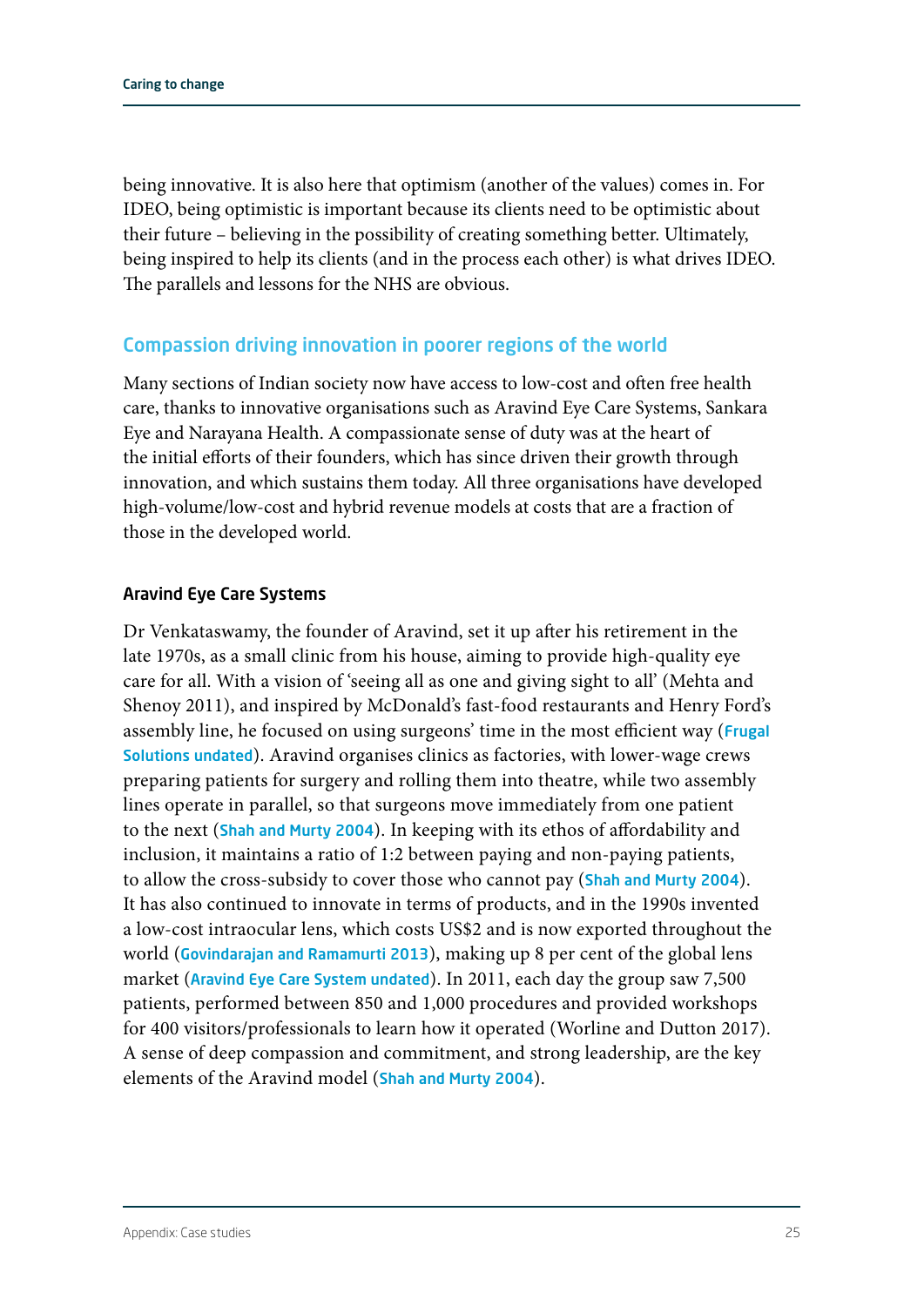being innovative. It is also here that optimism (another of the values) comes in. For IDEO, being optimistic is important because its clients need to be optimistic about their future – believing in the possibility of creating something better. Ultimately, being inspired to help its clients (and in the process each other) is what drives IDEO. The parallels and lessons for the NHS are obvious.

## Compassion driving innovation in poorer regions of the world

Many sections of Indian society now have access to low-cost and often free health care, thanks to innovative organisations such as Aravind Eye Care Systems, Sankara Eye and Narayana Health. A compassionate sense of duty was at the heart of the initial efforts of their founders, which has since driven their growth through innovation, and which sustains them today. All three organisations have developed high-volume/low-cost and hybrid revenue models at costs that are a fraction of those in the developed world.

### Aravind Eye Care Systems

Dr Venkataswamy, the founder of Aravind, set it up after his retirement in the late 1970s, as a small clinic from his house, aiming to provide high-quality eye care for all. With a vision of 'seeing all as one and giving sight to all' (Mehta and Shenoy 2011), and inspired by McDonald's fast-food restaurants and Henry Ford's assembly line, he focused on using surgeons' time in the most efficient way (Frugal Solutions undated). Aravind organises clinics as factories, with lower-wage crews preparing patients for surgery and rolling them into theatre, while two assembly lines operate in parallel, so that surgeons move immediately from one patient to the next (Shah and Murty 2004). In keeping with its ethos of affordability and inclusion, it maintains a ratio of 1:2 between paying and non-paying patients, to allow the cross-subsidy to cover those who cannot pay (Shah and Murty 2004). It has also continued to innovate in terms of products, and in the 1990s invented a low-cost intraocular lens, which costs US$2 and is now exported throughout the world (Govindarajan and Ramamurti 2013), making up 8 per cent of the global lens market (Aravind Eye Care System undated). In 2011, each day the group saw 7,500 patients, performed between 850 and 1,000 procedures and provided workshops for 400 visitors/professionals to learn how it operated (Worline and Dutton 2017). A sense of deep compassion and commitment, and strong leadership, are the key elements of the Aravind model (Shah and Murty 2004).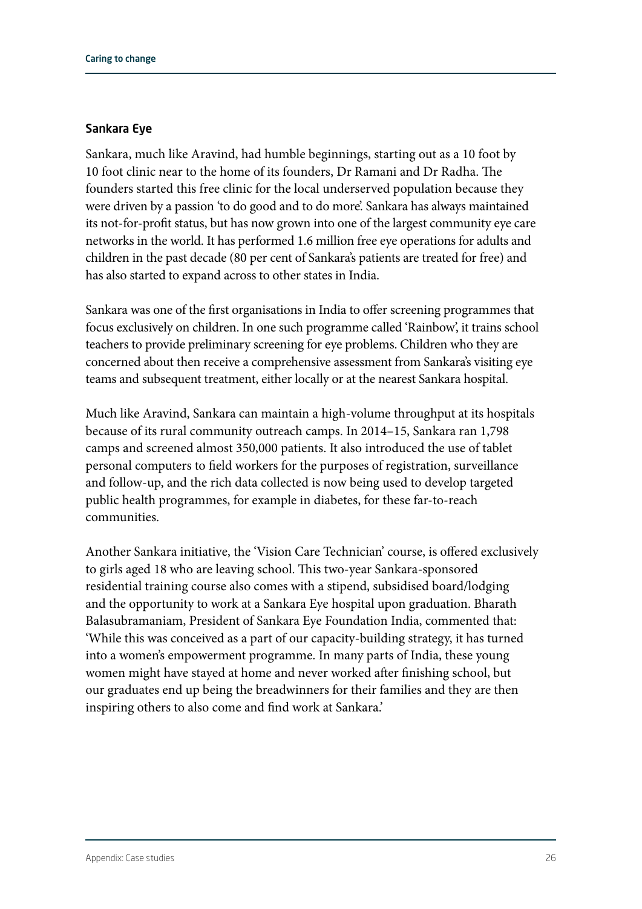### Sankara Eye

Sankara, much like Aravind, had humble beginnings, starting out as a 10 foot by 10 foot clinic near to the home of its founders, Dr Ramani and Dr Radha. The founders started this free clinic for the local underserved population because they were driven by a passion 'to do good and to do more'. Sankara has always maintained its not-for-profit status, but has now grown into one of the largest community eye care networks in the world. It has performed 1.6 million free eye operations for adults and children in the past decade (80 per cent of Sankara's patients are treated for free) and has also started to expand across to other states in India.

Sankara was one of the first organisations in India to offer screening programmes that focus exclusively on children. In one such programme called 'Rainbow', it trains school teachers to provide preliminary screening for eye problems. Children who they are concerned about then receive a comprehensive assessment from Sankara's visiting eye teams and subsequent treatment, either locally or at the nearest Sankara hospital.

Much like Aravind, Sankara can maintain a high-volume throughput at its hospitals because of its rural community outreach camps. In 2014–15, Sankara ran 1,798 camps and screened almost 350,000 patients. It also introduced the use of tablet personal computers to field workers for the purposes of registration, surveillance and follow-up, and the rich data collected is now being used to develop targeted public health programmes, for example in diabetes, for these far-to-reach communities.

Another Sankara initiative, the 'Vision Care Technician' course, is offered exclusively to girls aged 18 who are leaving school. This two-year Sankara-sponsored residential training course also comes with a stipend, subsidised board/lodging and the opportunity to work at a Sankara Eye hospital upon graduation. Bharath Balasubramaniam, President of Sankara Eye Foundation India, commented that: 'While this was conceived as a part of our capacity-building strategy, it has turned into a women's empowerment programme. In many parts of India, these young women might have stayed at home and never worked after finishing school, but our graduates end up being the breadwinners for their families and they are then inspiring others to also come and find work at Sankara.'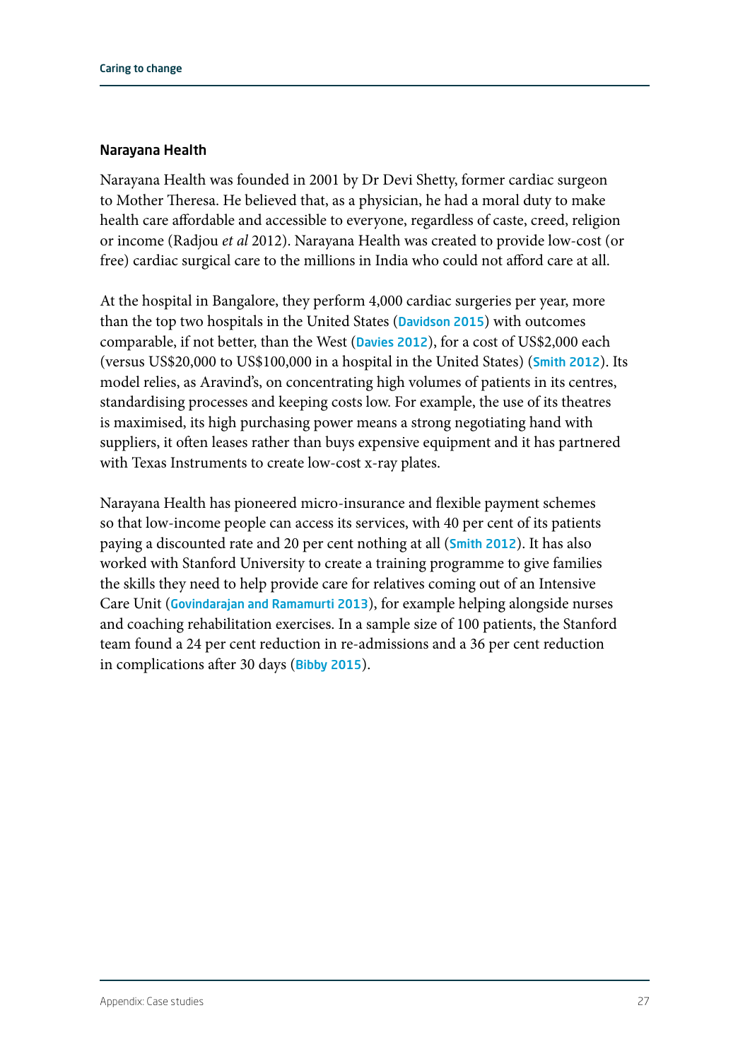### Narayana Health

Narayana Health was founded in 2001 by Dr Devi Shetty, former cardiac surgeon to Mother Theresa. He believed that, as a physician, he had a moral duty to make health care affordable and accessible to everyone, regardless of caste, creed, religion or income (Radjou *et al* 2012). Narayana Health was created to provide low-cost (or free) cardiac surgical care to the millions in India who could not afford care at all.

At the hospital in Bangalore, they perform 4,000 cardiac surgeries per year, more than the top two hospitals in the United States (Davidson 2015) with outcomes comparable, if not better, than the West (Davies 2012), for a cost of US$2,000 each (versus US$20,000 to US$100,000 in a hospital in the United States) (Smith 2012). Its model relies, as Aravind's, on concentrating high volumes of patients in its centres, standardising processes and keeping costs low. For example, the use of its theatres is maximised, its high purchasing power means a strong negotiating hand with suppliers, it often leases rather than buys expensive equipment and it has partnered with Texas Instruments to create low-cost x-ray plates.

Narayana Health has pioneered micro-insurance and flexible payment schemes so that low-income people can access its services, with 40 per cent of its patients paying a discounted rate and 20 per cent nothing at all (Smith 2012). It has also worked with Stanford University to create a training programme to give families the skills they need to help provide care for relatives coming out of an Intensive Care Unit (Govindarajan and Ramamurti 2013), for example helping alongside nurses and coaching rehabilitation exercises. In a sample size of 100 patients, the Stanford team found a 24 per cent reduction in re-admissions and a 36 per cent reduction in complications after 30 days (Bibby 2015).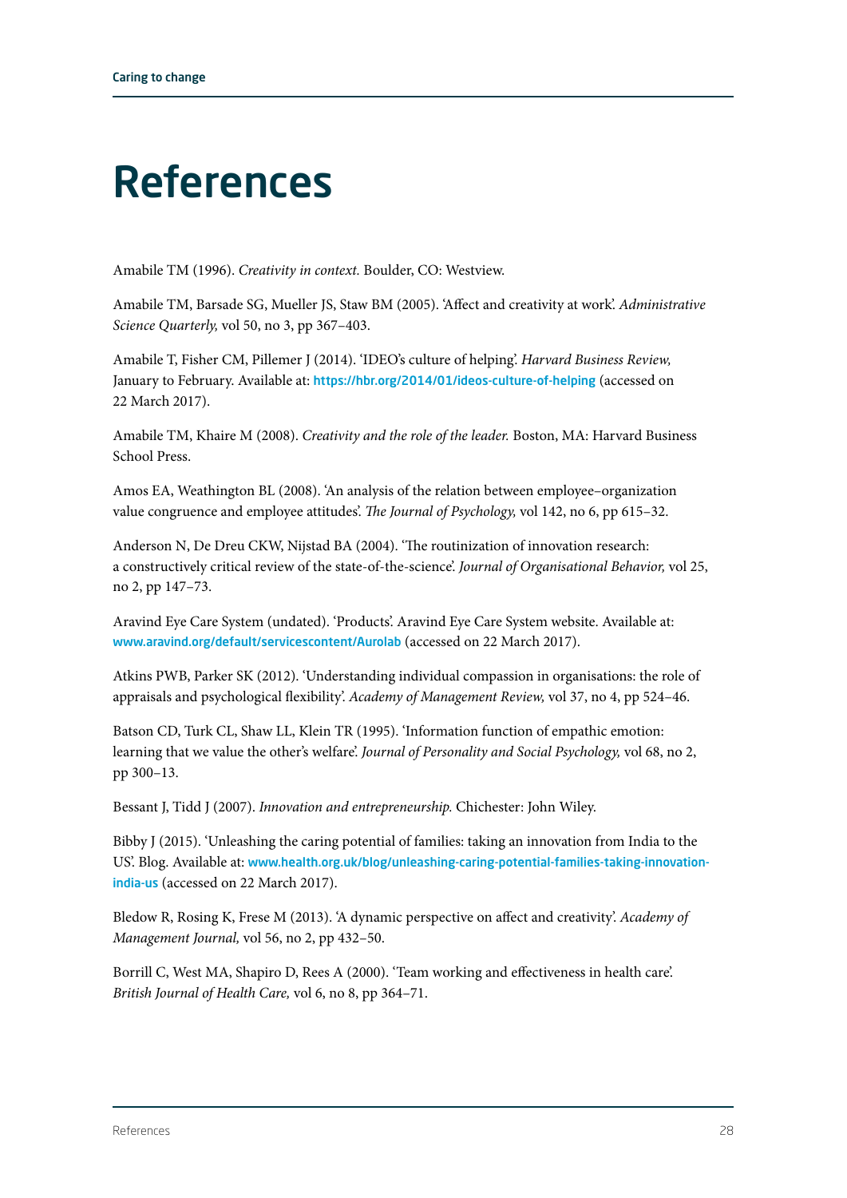# References

Amabile TM (1996). *Creativity in context.* Boulder, CO: Westview.

Amabile TM, Barsade SG, Mueller JS, Staw BM (2005). 'Affect and creativity at work'. *Administrative Science Quarterly,* vol 50, no 3, pp 367–403.

Amabile T, Fisher CM, Pillemer J (2014). 'IDEO's culture of helping'. *Harvard Business Review,* January to February. Available at: https://hbr.org/2014/01/ideos-culture-of-helping (accessed on 22 March 2017).

Amabile TM, Khaire M (2008). *Creativity and the role of the leader.* Boston, MA: Harvard Business School Press.

Amos EA, Weathington BL (2008). 'An analysis of the relation between employee–organization value congruence and employee attitudes'. *The Journal of Psychology,* vol 142, no 6, pp 615–32.

Anderson N, De Dreu CKW, Nijstad BA (2004). 'The routinization of innovation research: a constructively critical review of the state-of-the-science'. *Journal of Organisational Behavior,* vol 25, no 2, pp 147–73.

Aravind Eye Care System (undated). 'Products'. Aravind Eye Care System website. Available at: www.aravind.org/default/servicescontent/Aurolab (accessed on 22 March 2017).

Atkins PWB, Parker SK (2012). 'Understanding individual compassion in organisations: the role of appraisals and psychological flexibility'. *Academy of Management Review,* vol 37, no 4, pp 524–46.

Batson CD, Turk CL, Shaw LL, Klein TR (1995). 'Information function of empathic emotion: learning that we value the other's welfare'. *Journal of Personality and Social Psychology,* vol 68, no 2, pp 300–13.

Bessant J, Tidd J (2007). *Innovation and entrepreneurship.* Chichester: John Wiley.

Bibby J (2015). 'Unleashing the caring potential of families: taking an innovation from India to the US'. Blog. Available at: www.health.org.uk/blog/unleashing-caring-potential-families-taking-innovation-india-us (accessed on 22 March 2017).

Bledow R, Rosing K, Frese M (2013). 'A dynamic perspective on affect and creativity'. *Academy of Management Journal,* vol 56, no 2, pp 432–50.

Borrill C, West MA, Shapiro D, Rees A (2000). 'Team working and effectiveness in health care'. *British Journal of Health Care,* vol 6, no 8, pp 364–71.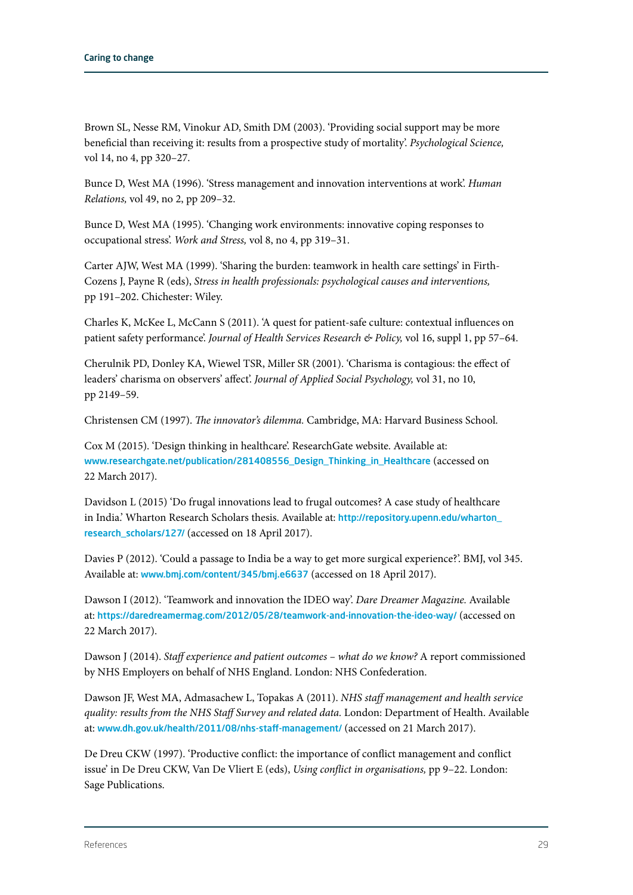Brown SL, Nesse RM, Vinokur AD, Smith DM (2003). 'Providing social support may be more beneficial than receiving it: results from a prospective study of mortality'. *Psychological Science,* vol 14, no 4, pp 320–27.

Bunce D, West MA (1996). 'Stress management and innovation interventions at work'. *Human Relations,* vol 49, no 2, pp 209–32.

Bunce D, West MA (1995). 'Changing work environments: innovative coping responses to occupational stress'. *Work and Stress,* vol 8, no 4, pp 319–31.

Carter AJW, West MA (1999). 'Sharing the burden: teamwork in health care settings' in Firth-Cozens J, Payne R (eds), *Stress in health professionals: psychological causes and interventions,* pp 191–202. Chichester: Wiley.

Charles K, McKee L, McCann S (2011). 'A quest for patient-safe culture: contextual influences on patient safety performance'. *Journal of Health Services Research & Policy,* vol 16, suppl 1, pp 57–64.

Cherulnik PD, Donley KA, Wiewel TSR, Miller SR (2001). 'Charisma is contagious: the effect of leaders' charisma on observers' affect'. *Journal of Applied Social Psychology,* vol 31, no 10, pp 2149–59.

Christensen CM (1997). *The innovator's dilemma.* Cambridge, MA: Harvard Business School.

Cox M (2015). 'Design thinking in healthcare'. ResearchGate website. Available at: www.researchgate.net/publication/281408556_Design_Thinking_in_Healthcare (accessed on 22 March 2017).

Davidson L (2015) 'Do frugal innovations lead to frugal outcomes? A case study of healthcare in India.' Wharton Research Scholars thesis. Available at: http://repository.upenn.edu/wharton_research_scholars/127/ (accessed on 18 April 2017).

Davies P (2012). 'Could a passage to India be a way to get more surgical experience?'. BMJ, vol 345. Available at: www.bmj.com/content/345/bmj.e6637 (accessed on 18 April 2017).

Dawson I (2012). 'Teamwork and innovation the IDEO way'. *Dare Dreamer Magazine.* Available at: https://daredreamermag.com/2012/05/28/teamwork-and-innovation-the-ideo-way/ (accessed on 22 March 2017).

Dawson J (2014). *Staff experience and patient outcomes – what do we know?* A report commissioned by NHS Employers on behalf of NHS England. London: NHS Confederation.

Dawson JF, West MA, Admasachew L, Topakas A (2011). *NHS staff management and health service quality: results from the NHS Staff Survey and related data.* London: Department of Health. Available at: www.dh.gov.uk/health/2011/08/nhs-staff-management/ (accessed on 21 March 2017).

De Dreu CKW (1997). 'Productive conflict: the importance of conflict management and conflict issue' in De Dreu CKW, Van De Vliert E (eds), *Using conflict in organisations,* pp 9–22. London: Sage Publications.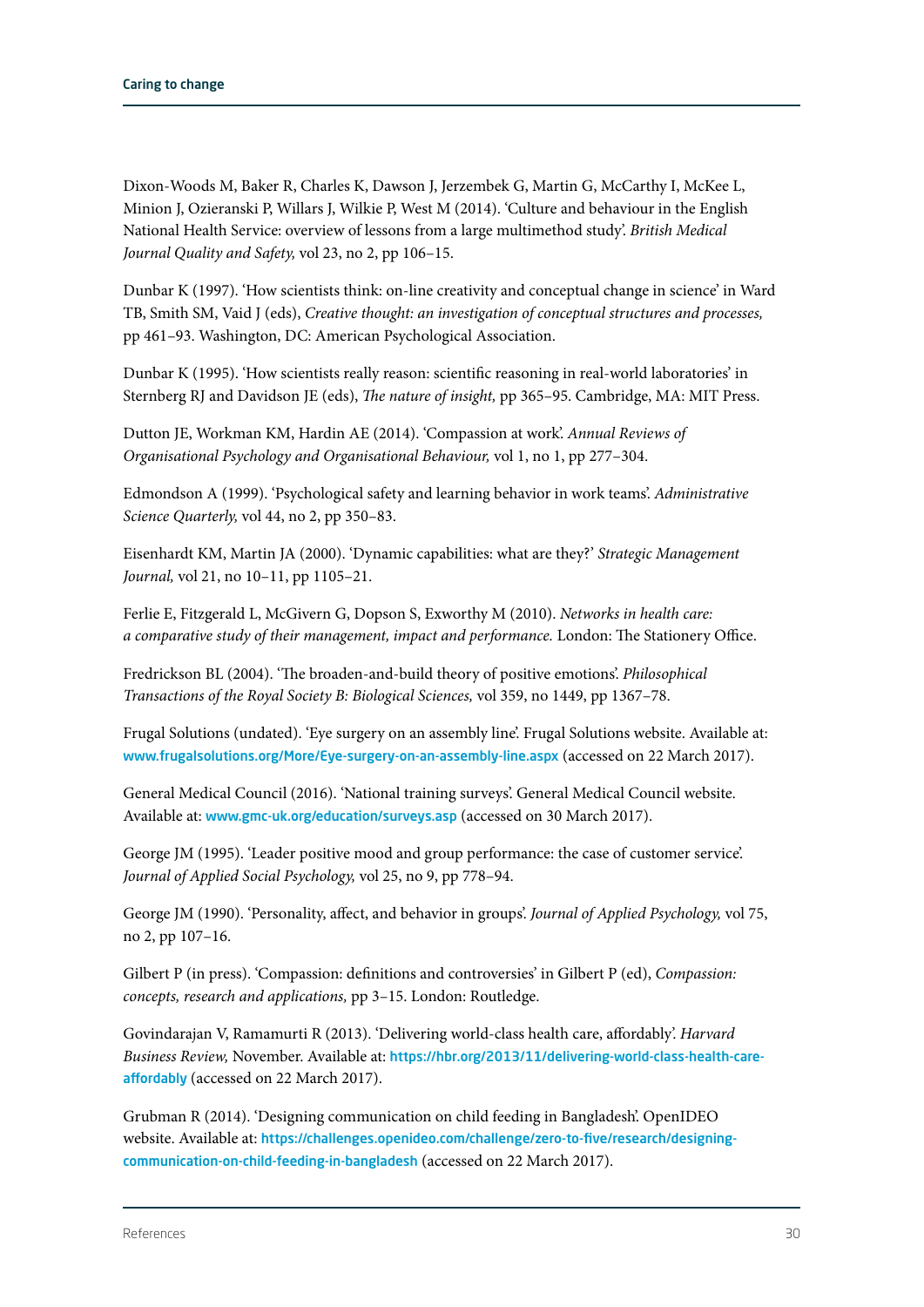Dixon-Woods M, Baker R, Charles K, Dawson J, Jerzembek G, Martin G, McCarthy I, McKee L, Minion J, Ozieranski P, Willars J, Wilkie P, West M (2014). 'Culture and behaviour in the English National Health Service: overview of lessons from a large multimethod study'. *British Medical Journal Quality and Safety,* vol 23, no 2, pp 106–15.

Dunbar K (1997). 'How scientists think: on-line creativity and conceptual change in science' in Ward TB, Smith SM, Vaid J (eds), *Creative thought: an investigation of conceptual structures and processes,* pp 461–93. Washington, DC: American Psychological Association.

Dunbar K (1995). 'How scientists really reason: scientific reasoning in real-world laboratories' in Sternberg RJ and Davidson JE (eds), *The nature of insight,* pp 365–95. Cambridge, MA: MIT Press.

Dutton JE, Workman KM, Hardin AE (2014). 'Compassion at work'. *Annual Reviews of Organisational Psychology and Organisational Behaviour,* vol 1, no 1, pp 277–304.

Edmondson A (1999). 'Psychological safety and learning behavior in work teams'. *Administrative Science Quarterly,* vol 44, no 2, pp 350–83.

Eisenhardt KM, Martin JA (2000). 'Dynamic capabilities: what are they?' *Strategic Management Journal,* vol 21, no 10–11, pp 1105–21.

Ferlie E, Fitzgerald L, McGivern G, Dopson S, Exworthy M (2010). *Networks in health care: a comparative study of their management, impact and performance.* London: The Stationery Office.

Fredrickson BL (2004). 'The broaden-and-build theory of positive emotions'. *Philosophical Transactions of the Royal Society B: Biological Sciences,* vol 359, no 1449, pp 1367–78.

Frugal Solutions (undated). 'Eye surgery on an assembly line'. Frugal Solutions website. Available at: www.frugalsolutions.org/More/Eye-surgery-on-an-assembly-line.aspx (accessed on 22 March 2017).

General Medical Council (2016). 'National training surveys'. General Medical Council website. Available at: www.gmc-uk.org/education/surveys.asp (accessed on 30 March 2017).

George JM (1995). 'Leader positive mood and group performance: the case of customer service'. *Journal of Applied Social Psychology,* vol 25, no 9, pp 778–94.

George JM (1990). 'Personality, affect, and behavior in groups'. *Journal of Applied Psychology,* vol 75, no 2, pp 107–16.

Gilbert P (in press). 'Compassion: definitions and controversies' in Gilbert P (ed), *Compassion: concepts, research and applications,* pp 3–15. London: Routledge.

Govindarajan V, Ramamurti R (2013). 'Delivering world-class health care, affordably'. *Harvard Business Review,* November. Available at: https://hbr.org/2013/11/delivering-world-class-health-care-affordably (accessed on 22 March 2017).

Grubman R (2014). 'Designing communication on child feeding in Bangladesh'. OpenIDEO website. Available at: https://challenges.openideo.com/challenge/zero-to-five/research/designing-communication-on-child-feeding-in-bangladesh (accessed on 22 March 2017).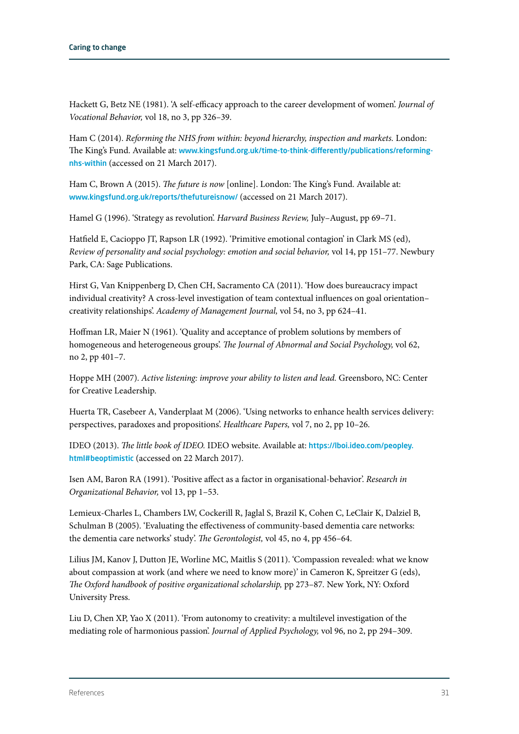Hackett G, Betz NE (1981). 'A self-efficacy approach to the career development of women'. *Journal of Vocational Behavior,* vol 18, no 3, pp 326–39.

Ham C (2014). *Reforming the NHS from within: beyond hierarchy, inspection and markets.* London: The King's Fund. Available at: www.kingsfund.org.uk/time-to-think-differently/publications/reforming-nhs-within (accessed on 21 March 2017).

Ham C, Brown A (2015). *The future is now* [online]. London: The King's Fund. Available at: www.kingsfund.org.uk/reports/thefutureisnow/ (accessed on 21 March 2017).

Hamel G (1996). 'Strategy as revolution'. *Harvard Business Review,* July–August, pp 69–71.

Hatfield E, Cacioppo JT, Rapson LR (1992). 'Primitive emotional contagion' in Clark MS (ed), *Review of personality and social psychology: emotion and social behavior,* vol 14, pp 151–77. Newbury Park, CA: Sage Publications.

Hirst G, Van Knippenberg D, Chen CH, Sacramento CA (2011). 'How does bureaucracy impact individual creativity? A cross-level investigation of team contextual influences on goal orientation–creativity relationships'. *Academy of Management Journal,* vol 54, no 3, pp 624–41.

Hoffman LR, Maier N (1961). 'Quality and acceptance of problem solutions by members of homogeneous and heterogeneous groups'. *The Journal of Abnormal and Social Psychology,* vol 62, no 2, pp 401–7.

Hoppe MH (2007). *Active listening: improve your ability to listen and lead.* Greensboro, NC: Center for Creative Leadership.

Huerta TR, Casebeer A, Vanderplaat M (2006). 'Using networks to enhance health services delivery: perspectives, paradoxes and propositions'. *Healthcare Papers,* vol 7, no 2, pp 10–26.

IDEO (2013). *The little book of IDEO.* IDEO website. Available at: https://lboi.ideo.com/peopley.html#beoptimistic (accessed on 22 March 2017).

Isen AM, Baron RA (1991). 'Positive affect as a factor in organisational-behavior'. *Research in Organizational Behavior,* vol 13, pp 1–53.

Lemieux-Charles L, Chambers LW, Cockerill R, Jaglal S, Brazil K, Cohen C, LeClair K, Dalziel B, Schulman B (2005). 'Evaluating the effectiveness of community-based dementia care networks: the dementia care networks' study'. *The Gerontologist,* vol 45, no 4, pp 456–64.

Lilius JM, Kanov J, Dutton JE, Worline MC, Maitlis S (2011). 'Compassion revealed: what we know about compassion at work (and where we need to know more)' in Cameron K, Spreitzer G (eds), *The Oxford handbook of positive organizational scholarship,* pp 273–87. New York, NY: Oxford University Press.

Liu D, Chen XP, Yao X (2011). 'From autonomy to creativity: a multilevel investigation of the mediating role of harmonious passion'. *Journal of Applied Psychology,* vol 96, no 2, pp 294–309.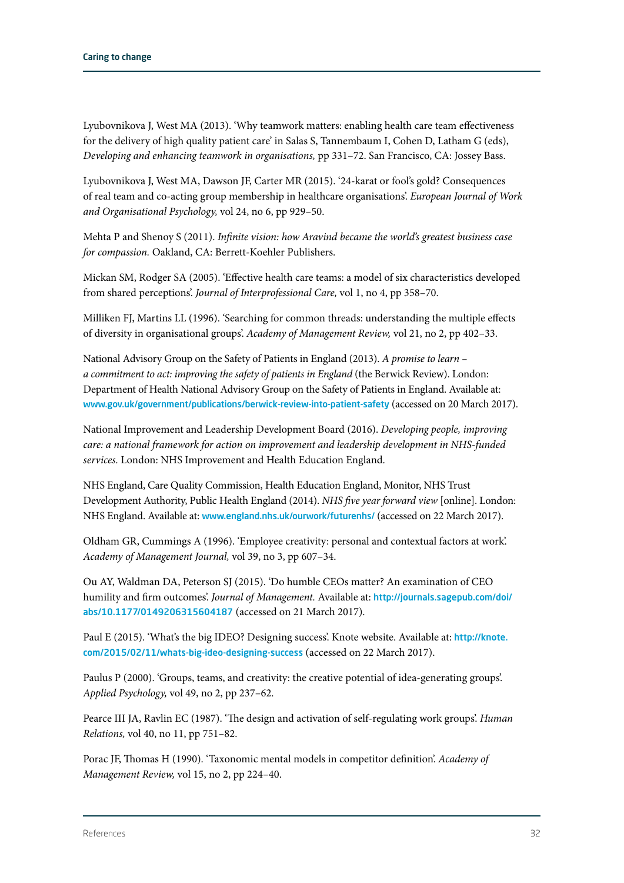Lyubovnikova J, West MA (2013). 'Why teamwork matters: enabling health care team effectiveness for the delivery of high quality patient care' in Salas S, Tannembaum I, Cohen D, Latham G (eds), *Developing and enhancing teamwork in organisations,* pp 331–72. San Francisco, CA: Jossey Bass.

Lyubovnikova J, West MA, Dawson JF, Carter MR (2015). '24-karat or fool's gold? Consequences of real team and co-acting group membership in healthcare organisations'. *European Journal of Work and Organisational Psychology,* vol 24, no 6, pp 929–50.

Mehta P and Shenoy S (2011). *Infinite vision: how Aravind became the world's greatest business case for compassion.* Oakland, CA: Berrett-Koehler Publishers.

Mickan SM, Rodger SA (2005). 'Effective health care teams: a model of six characteristics developed from shared perceptions'. *Journal of Interprofessional Care,* vol 1, no 4, pp 358–70.

Milliken FJ, Martins LL (1996). 'Searching for common threads: understanding the multiple effects of diversity in organisational groups'. *Academy of Management Review,* vol 21, no 2, pp 402–33.

National Advisory Group on the Safety of Patients in England (2013). *A promise to learn – a commitment to act: improving the safety of patients in England* (the Berwick Review). London: Department of Health National Advisory Group on the Safety of Patients in England. Available at: www.gov.uk/government/publications/berwick-review-into-patient-safety (accessed on 20 March 2017).

National Improvement and Leadership Development Board (2016). *Developing people, improving care: a national framework for action on improvement and leadership development in NHS-funded services.* London: NHS Improvement and Health Education England.

NHS England, Care Quality Commission, Health Education England, Monitor, NHS Trust Development Authority, Public Health England (2014). *NHS five year forward view* [online]. London: NHS England. Available at: www.england.nhs.uk/ourwork/futurenhs/ (accessed on 22 March 2017).

Oldham GR, Cummings A (1996). 'Employee creativity: personal and contextual factors at work'. *Academy of Management Journal,* vol 39, no 3, pp 607–34.

Ou AY, Waldman DA, Peterson SJ (2015). 'Do humble CEOs matter? An examination of CEO humility and firm outcomes'. *Journal of Management.* Available at: http://journals.sagepub.com/doi/abs/10.1177/0149206315604187 (accessed on 21 March 2017).

Paul E (2015). 'What's the big IDEO? Designing success'. Knote website. Available at: http://knote.com/2015/02/11/whats-big-ideo-designing-success (accessed on 22 March 2017).

Paulus P (2000). 'Groups, teams, and creativity: the creative potential of idea-generating groups'. *Applied Psychology,* vol 49, no 2, pp 237–62.

Pearce III JA, Ravlin EC (1987). 'The design and activation of self-regulating work groups'. *Human Relations,* vol 40, no 11, pp 751–82.

Porac JF, Thomas H (1990). 'Taxonomic mental models in competitor definition'. *Academy of Management Review,* vol 15, no 2, pp 224–40.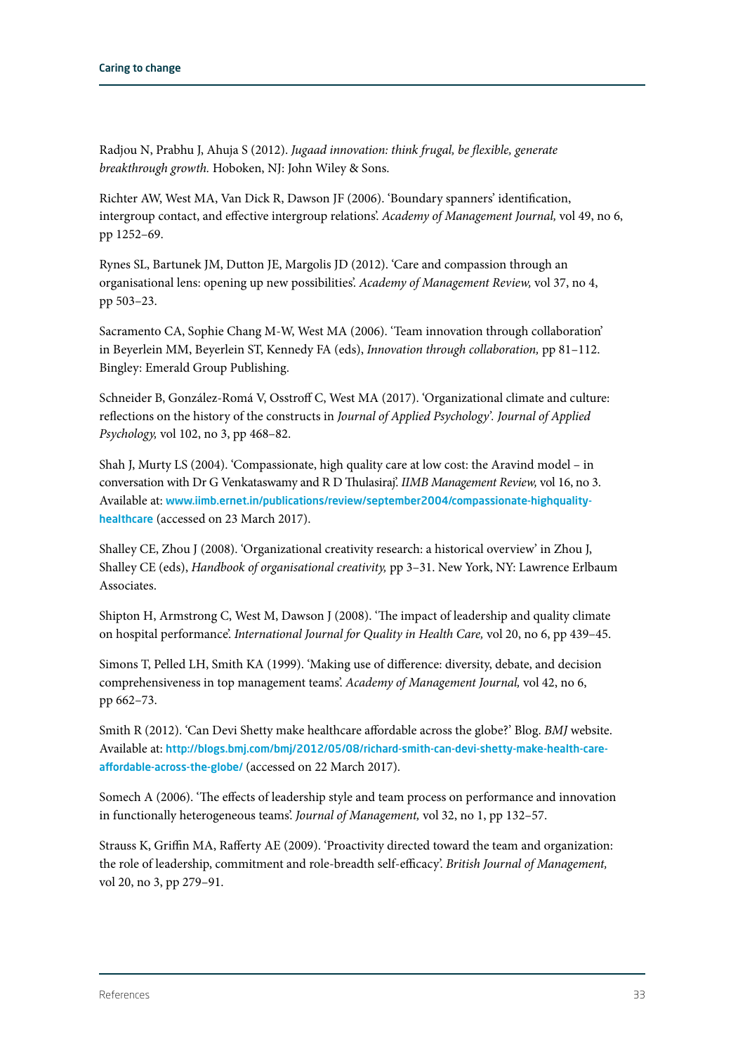Radjou N, Prabhu J, Ahuja S (2012). *Jugaad innovation: think frugal, be flexible, generate breakthrough growth.* Hoboken, NJ: John Wiley & Sons.

Richter AW, West MA, Van Dick R, Dawson JF (2006). 'Boundary spanners' identification, intergroup contact, and effective intergroup relations'. *Academy of Management Journal,* vol 49, no 6, pp 1252–69.

Rynes SL, Bartunek JM, Dutton JE, Margolis JD (2012). 'Care and compassion through an organisational lens: opening up new possibilities'. *Academy of Management Review,* vol 37, no 4, pp 503–23.

Sacramento CA, Sophie Chang M-W, West MA (2006). 'Team innovation through collaboration' in Beyerlein MM, Beyerlein ST, Kennedy FA (eds), *Innovation through collaboration,* pp 81–112. Bingley: Emerald Group Publishing.

Schneider B, González-Romá V, Osstroff C, West MA (2017). 'Organizational climate and culture: reflections on the history of the constructs in *Journal of Applied Psychology*'. *Journal of Applied Psychology,* vol 102, no 3, pp 468–82.

Shah J, Murty LS (2004). 'Compassionate, high quality care at low cost: the Aravind model – in conversation with Dr G Venkataswamy and R D Thulasiraj'. *IIMB Management Review,* vol 16, no 3. Available at: www.iimb.ernet.in/publications/review/september2004/compassionate-highquality-healthcare (accessed on 23 March 2017).

Shalley CE, Zhou J (2008). 'Organizational creativity research: a historical overview' in Zhou J, Shalley CE (eds), *Handbook of organisational creativity,* pp 3–31. New York, NY: Lawrence Erlbaum Associates.

Shipton H, Armstrong C, West M, Dawson J (2008). 'The impact of leadership and quality climate on hospital performance'. *International Journal for Quality in Health Care,* vol 20, no 6, pp 439–45.

Simons T, Pelled LH, Smith KA (1999). 'Making use of difference: diversity, debate, and decision comprehensiveness in top management teams'. *Academy of Management Journal,* vol 42, no 6, pp 662–73.

Smith R (2012). 'Can Devi Shetty make healthcare affordable across the globe?' Blog. *BMJ* website. Available at: http://blogs.bmj.com/bmj/2012/05/08/richard-smith-can-devi-shetty-make-health-care-affordable-across-the-globe/ (accessed on 22 March 2017).

Somech A (2006). 'The effects of leadership style and team process on performance and innovation in functionally heterogeneous teams'. *Journal of Management,* vol 32, no 1, pp 132–57.

Strauss K, Griffin MA, Rafferty AE (2009). 'Proactivity directed toward the team and organization: the role of leadership, commitment and role-breadth self-efficacy'. *British Journal of Management,* vol 20, no 3, pp 279–91.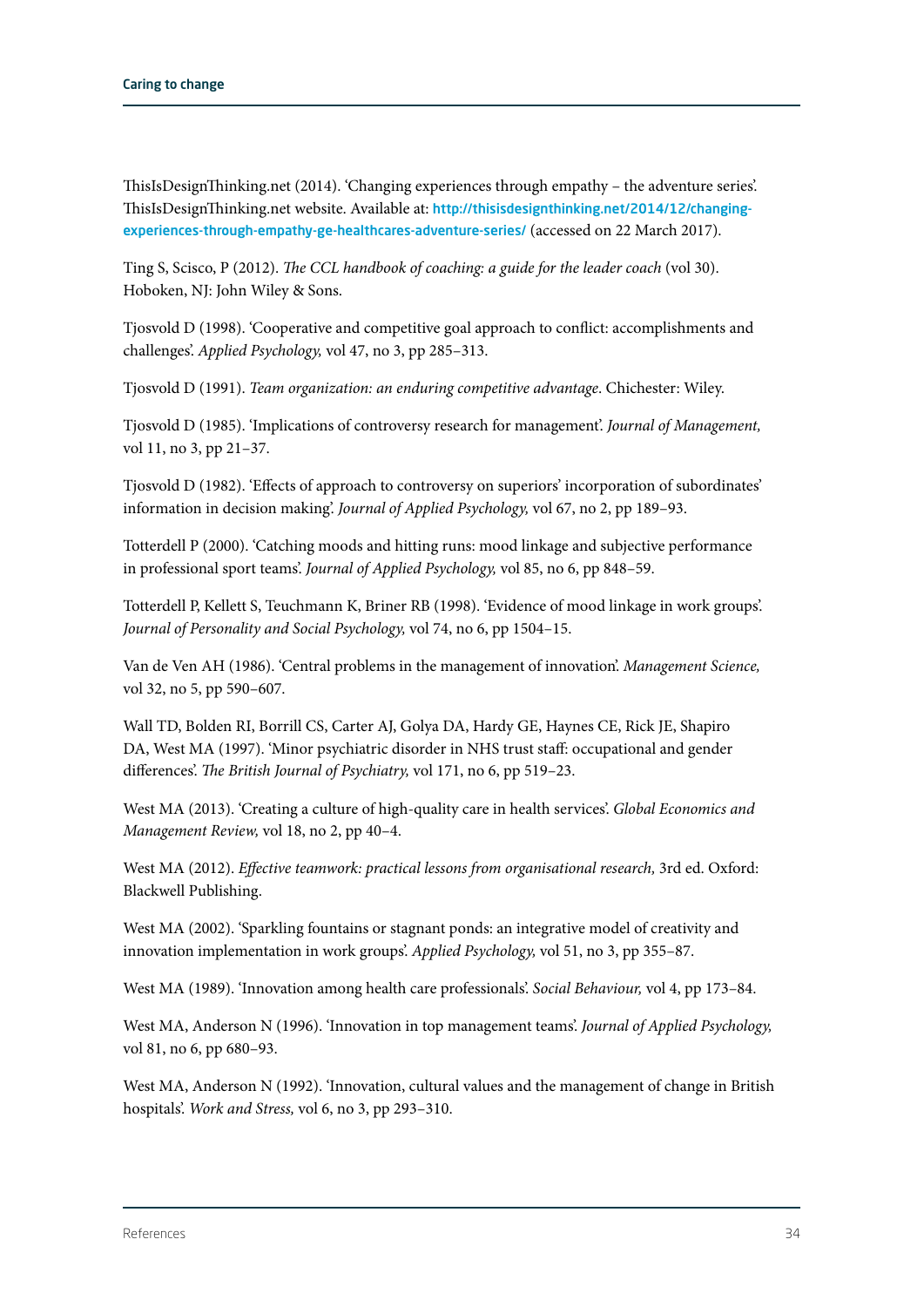ThisIsDesignThinking.net (2014). 'Changing experiences through empathy – the adventure series'. ThisIsDesignThinking.net website. Available at: http://thisisdesignthinking.net/2014/12/changing-experiences-through-empathy-ge-healthcares-adventure-series/ (accessed on 22 March 2017).

Ting S, Scisco, P (2012). *The CCL handbook of coaching: a guide for the leader coach* (vol 30). Hoboken, NJ: John Wiley & Sons.

Tjosvold D (1998). 'Cooperative and competitive goal approach to conflict: accomplishments and challenges'. *Applied Psychology,* vol 47, no 3, pp 285–313.

Tjosvold D (1991). *Team organization: an enduring competitive advantage*. Chichester: Wiley.

Tjosvold D (1985). 'Implications of controversy research for management'. *Journal of Management,* vol 11, no 3, pp 21–37.

Tjosvold D (1982). 'Effects of approach to controversy on superiors' incorporation of subordinates' information in decision making'. *Journal of Applied Psychology,* vol 67, no 2, pp 189–93.

Totterdell P (2000). 'Catching moods and hitting runs: mood linkage and subjective performance in professional sport teams'. *Journal of Applied Psychology,* vol 85, no 6, pp 848–59.

Totterdell P, Kellett S, Teuchmann K, Briner RB (1998). 'Evidence of mood linkage in work groups'. *Journal of Personality and Social Psychology,* vol 74, no 6, pp 1504–15.

Van de Ven AH (1986). 'Central problems in the management of innovation'. *Management Science,* vol 32, no 5, pp 590–607.

Wall TD, Bolden RI, Borrill CS, Carter AJ, Golya DA, Hardy GE, Haynes CE, Rick JE, Shapiro DA, West MA (1997). 'Minor psychiatric disorder in NHS trust staff: occupational and gender differences'. *The British Journal of Psychiatry,* vol 171, no 6, pp 519–23.

West MA (2013). 'Creating a culture of high-quality care in health services'. *Global Economics and Management Review,* vol 18, no 2, pp 40–4.

West MA (2012). *Effective teamwork: practical lessons from organisational research,* 3rd ed. Oxford: Blackwell Publishing.

West MA (2002). 'Sparkling fountains or stagnant ponds: an integrative model of creativity and innovation implementation in work groups'. *Applied Psychology,* vol 51, no 3, pp 355–87.

West MA (1989). 'Innovation among health care professionals'. *Social Behaviour,* vol 4, pp 173–84.

West MA, Anderson N (1996). 'Innovation in top management teams'. *Journal of Applied Psychology,* vol 81, no 6, pp 680–93.

West MA, Anderson N (1992). 'Innovation, cultural values and the management of change in British hospitals'. *Work and Stress,* vol 6, no 3, pp 293–310.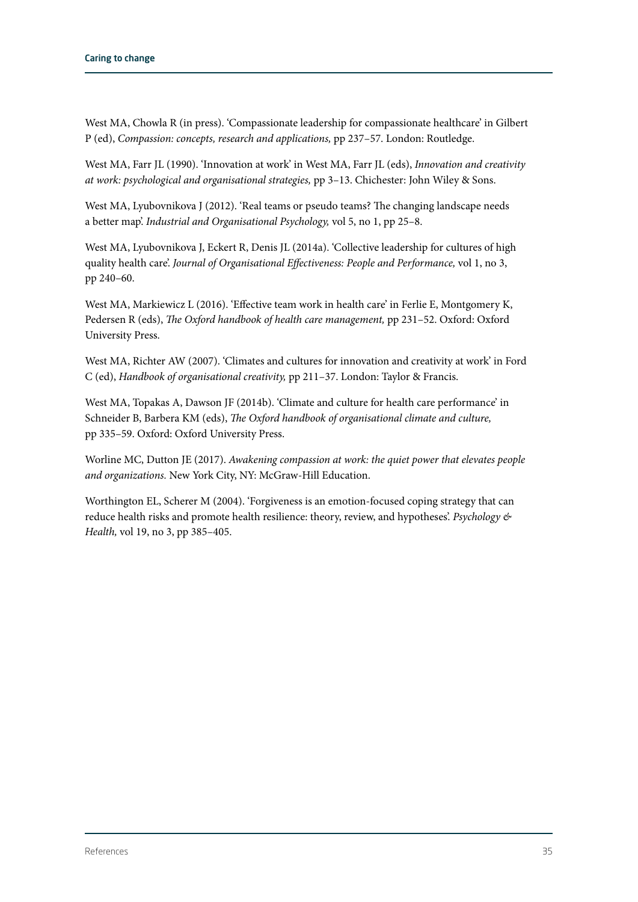West MA, Chowla R (in press). 'Compassionate leadership for compassionate healthcare' in Gilbert P (ed), *Compassion: concepts, research and applications,* pp 237–57. London: Routledge.

West MA, Farr JL (1990). 'Innovation at work' in West MA, Farr JL (eds), *Innovation and creativity at work: psychological and organisational strategies,* pp 3–13. Chichester: John Wiley & Sons.

West MA, Lyubovnikova J (2012). 'Real teams or pseudo teams? The changing landscape needs a better map'. *Industrial and Organisational Psychology,* vol 5, no 1, pp 25–8.

West MA, Lyubovnikova J, Eckert R, Denis JL (2014a). 'Collective leadership for cultures of high quality health care'. *Journal of Organisational Effectiveness: People and Performance,* vol 1, no 3, pp 240–60.

West MA, Markiewicz L (2016). 'Effective team work in health care' in Ferlie E, Montgomery K, Pedersen R (eds), *The Oxford handbook of health care management,* pp 231–52. Oxford: Oxford University Press.

West MA, Richter AW (2007). 'Climates and cultures for innovation and creativity at work' in Ford C (ed), *Handbook of organisational creativity,* pp 211–37. London: Taylor & Francis.

West MA, Topakas A, Dawson JF (2014b). 'Climate and culture for health care performance' in Schneider B, Barbera KM (eds), *The Oxford handbook of organisational climate and culture,* pp 335–59. Oxford: Oxford University Press.

Worline MC, Dutton JE (2017). *Awakening compassion at work: the quiet power that elevates people and organizations.* New York City, NY: McGraw-Hill Education.

Worthington EL, Scherer M (2004). 'Forgiveness is an emotion-focused coping strategy that can reduce health risks and promote health resilience: theory, review, and hypotheses'. *Psychology & Health,* vol 19, no 3, pp 385–405.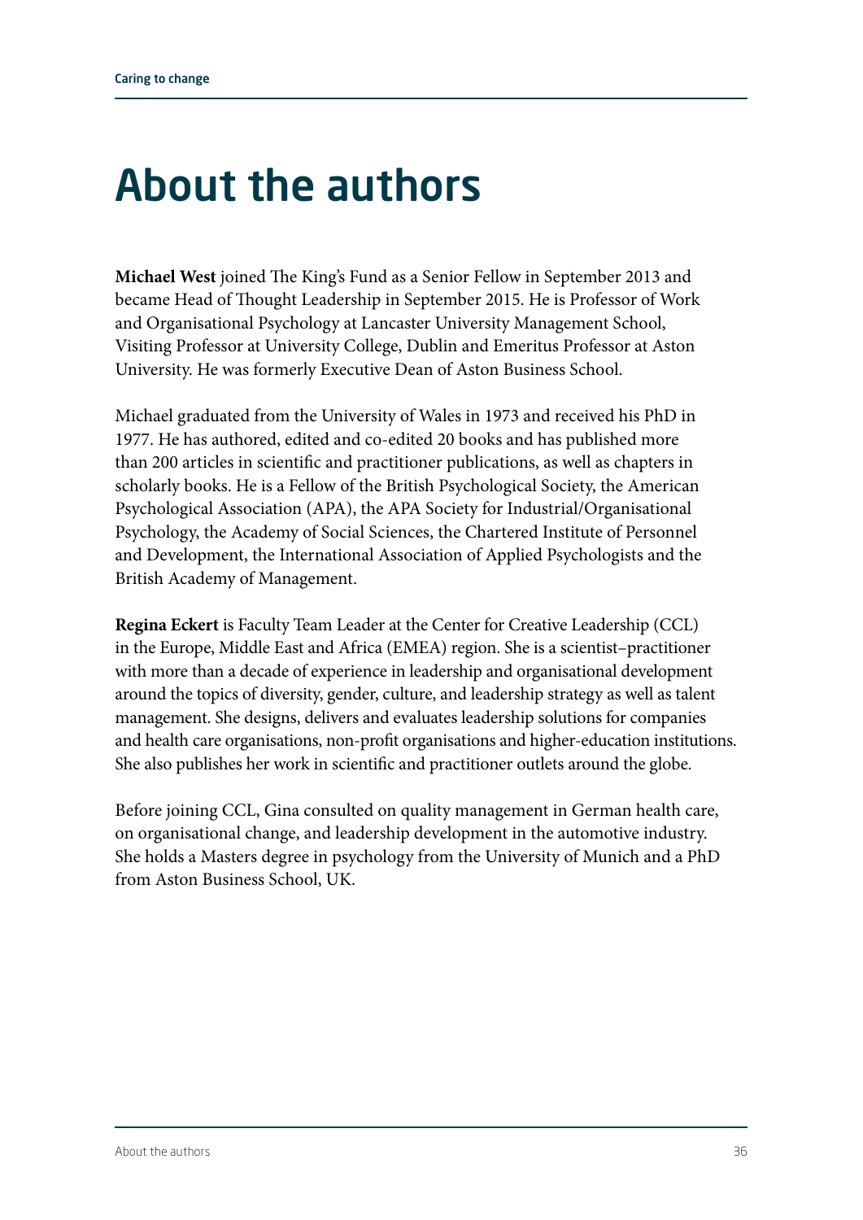# About the authors

**Michael West** joined The King's Fund as a Senior Fellow in September 2013 and became Head of Thought Leadership in September 2015. He is Professor of Work and Organisational Psychology at Lancaster University Management School, Visiting Professor at University College, Dublin and Emeritus Professor at Aston University. He was formerly Executive Dean of Aston Business School.

Michael graduated from the University of Wales in 1973 and received his PhD in 1977. He has authored, edited and co-edited 20 books and has published more than 200 articles in scientific and practitioner publications, as well as chapters in scholarly books. He is a Fellow of the British Psychological Society, the American Psychological Association (APA), the APA Society for Industrial/Organisational Psychology, the Academy of Social Sciences, the Chartered Institute of Personnel and Development, the International Association of Applied Psychologists and the British Academy of Management.

**Regina Eckert** is Faculty Team Leader at the Center for Creative Leadership (CCL) in the Europe, Middle East and Africa (EMEA) region. She is a scientist–practitioner with more than a decade of experience in leadership and organisational development around the topics of diversity, gender, culture, and leadership strategy as well as talent management. She designs, delivers and evaluates leadership solutions for companies and health care organisations, non-profit organisations and higher-education institutions. She also publishes her work in scientific and practitioner outlets around the globe.

Before joining CCL, Gina consulted on quality management in German health care, on organisational change, and leadership development in the automotive industry. She holds a Masters degree in psychology from the University of Munich and a PhD from Aston Business School, UK.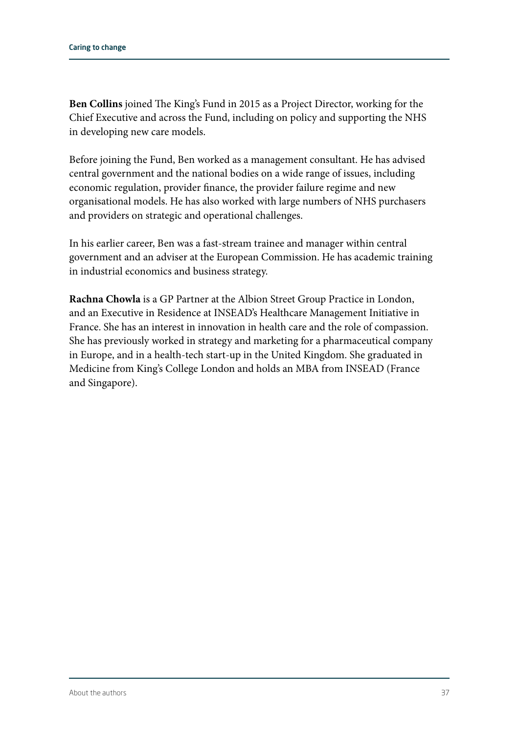**Ben Collins** joined The King's Fund in 2015 as a Project Director, working for the Chief Executive and across the Fund, including on policy and supporting the NHS in developing new care models.

Before joining the Fund, Ben worked as a management consultant. He has advised central government and the national bodies on a wide range of issues, including economic regulation, provider finance, the provider failure regime and new organisational models. He has also worked with large numbers of NHS purchasers and providers on strategic and operational challenges.

In his earlier career, Ben was a fast-stream trainee and manager within central government and an adviser at the European Commission. He has academic training in industrial economics and business strategy.

**Rachna Chowla** is a GP Partner at the Albion Street Group Practice in London, and an Executive in Residence at INSEAD's Healthcare Management Initiative in France. She has an interest in innovation in health care and the role of compassion. She has previously worked in strategy and marketing for a pharmaceutical company in Europe, and in a health-tech start-up in the United Kingdom. She graduated in Medicine from King's College London and holds an MBA from INSEAD (France and Singapore).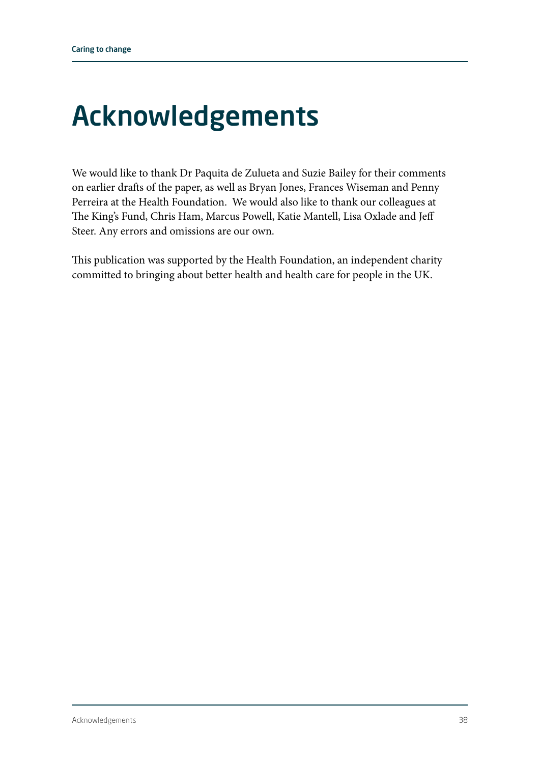# Acknowledgements

We would like to thank Dr Paquita de Zulueta and Suzie Bailey for their comments on earlier drafts of the paper, as well as Bryan Jones, Frances Wiseman and Penny Perreira at the Health Foundation. We would also like to thank our colleagues at The King's Fund, Chris Ham, Marcus Powell, Katie Mantell, Lisa Oxlade and Jeff Steer. Any errors and omissions are our own.

This publication was supported by the Health Foundation, an independent charity committed to bringing about better health and health care for people in the UK.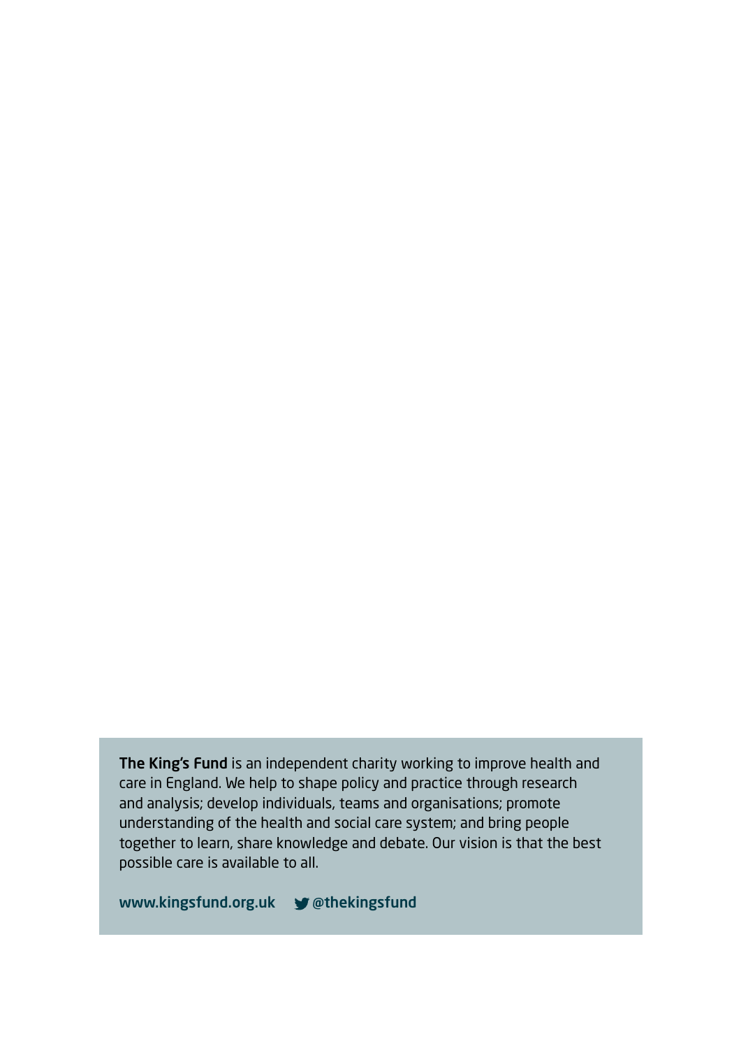**The King's Fund** is an independent charity working to improve health and care in England. We help to shape policy and practice through research and analysis; develop individuals, teams and organisations; promote understanding of the health and social care system; and bring people together to learn, share knowledge and debate. Our vision is that the best possible care is available to all.

www.kingsfund.org.uk @thekingsfund